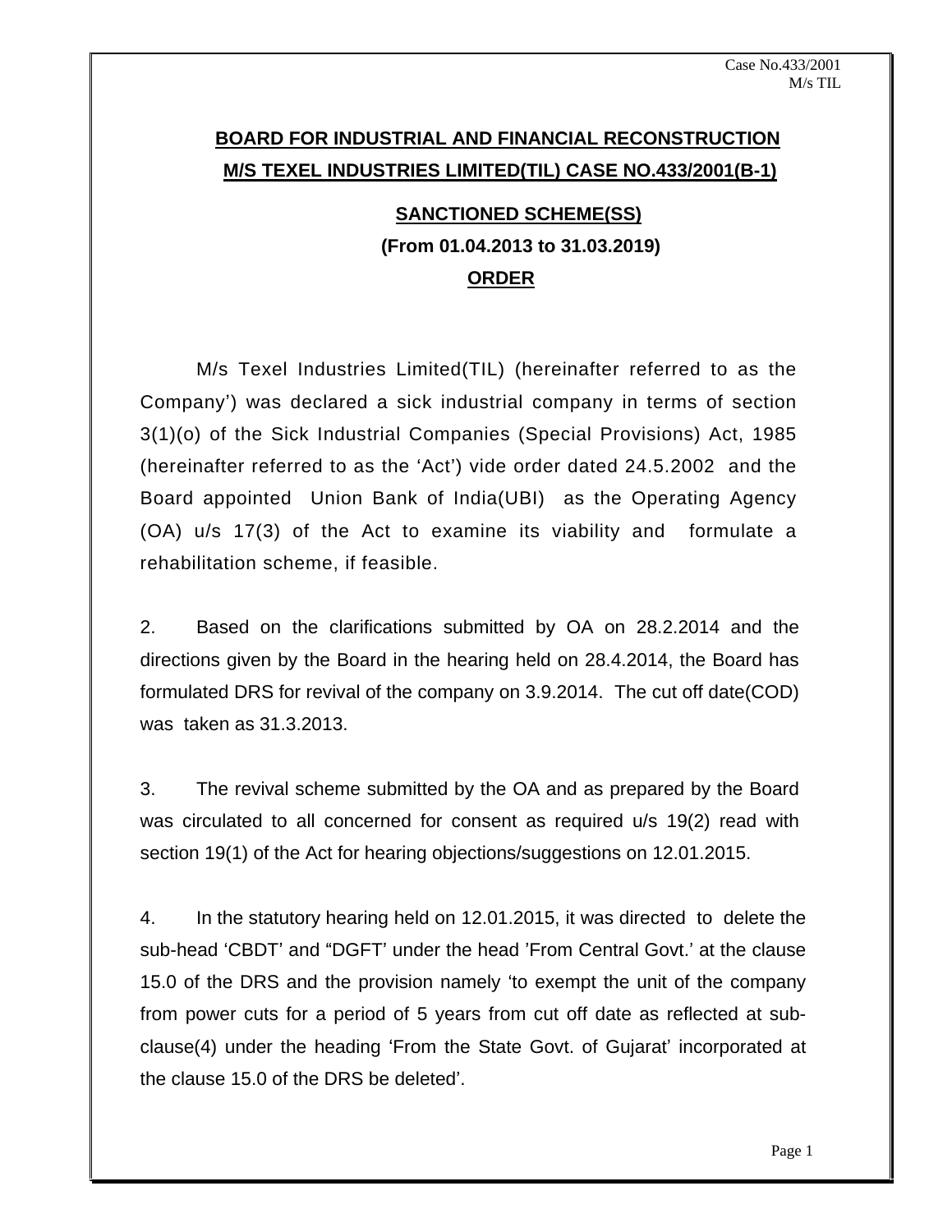# BOARD FOR INDUSTRIAL AND FINANCIAL RECONSTRUCTION

## M/S TEXEL INDUSTRIES LIMITED(TIL) CASE NO.433/2001(B-1)

### SANCTIONED SCHEME(SS)

**(From 01.04.2013 to 31.03.2019)**

**ORDER**

M/s Texel Industries Limited(TIL) (hereinafter referred to as the Company') was declared a sick industrial company in terms of section 3(1)(o) of the Sick Industrial Companies (Special Provisions) Act, 1985 (hereinafter referred to as the 'Act') vide order dated 24.5.2002 and the Board appointed Union Bank of India(UBI) as the Operating Agency (OA) u/s 17(3) of the Act to examine its viability and formulate a rehabilitation scheme, if feasible.

2. Based on the clarifications submitted by OA on 28.2.2014 and the directions given by the Board in the hearing held on 28.4.2014, the Board has formulated DRS for revival of the company on 3.9.2014. The cut off date(COD) was taken as 31.3.2013.

3. The revival scheme submitted by the OA and as prepared by the Board was circulated to all concerned for consent as required u/s 19(2) read with section 19(1) of the Act for hearing objections/suggestions on 12.01.2015.

4. In the statutory hearing held on 12.01.2015, it was directed to delete the sub-head 'CBDT' and "DGFT' under the head 'From Central Govt.' at the clause 15.0 of the DRS and the provision namely 'to exempt the unit of the company from power cuts for a period of 5 years from cut off date as reflected at sub-clause(4) under the heading 'From the State Govt. of Gujarat' incorporated at the clause 15.0 of the DRS be deleted'.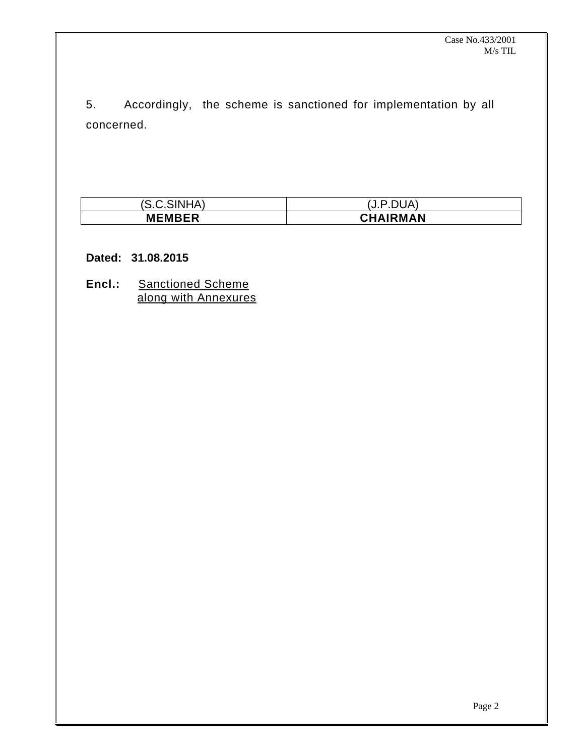5. Accordingly, the scheme is sanctioned for implementation by all concerned.

| (S.C.SINHA) | (J.P.DUA) |
|---|---|
| **MEMBER** | **CHAIRMAN** |

**Dated: 31.08.2015**

**Encl.:** Sanctioned Scheme along with Annexures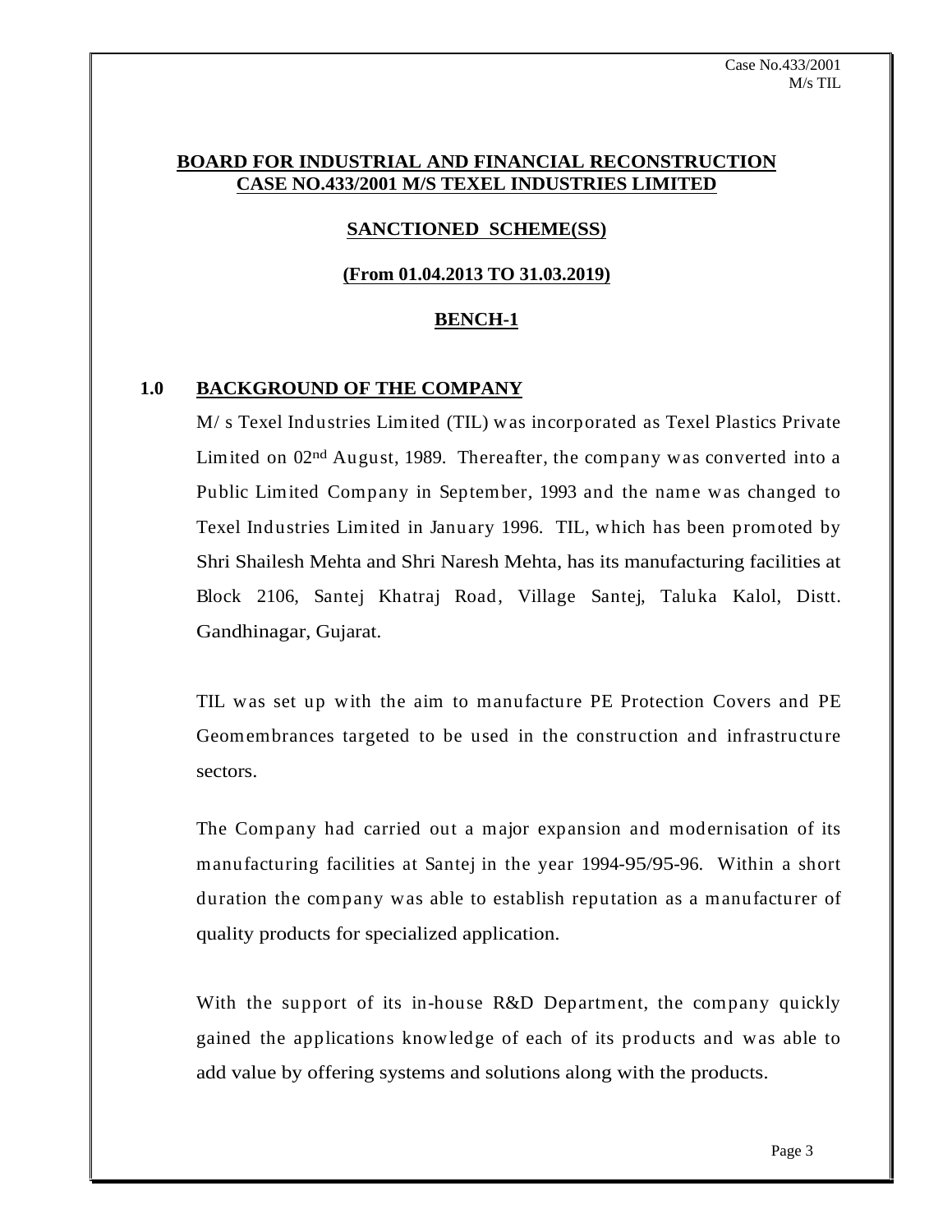**BOARD FOR INDUSTRIAL AND FINANCIAL RECONSTRUCTION**
**CASE NO.433/2001 M/S TEXEL INDUSTRIES LIMITED**

**SANCTIONED SCHEME(SS)**

**(From 01.04.2013 TO 31.03.2019)**

**BENCH-1**

## 1.0 BACKGROUND OF THE COMPANY

M/ s Texel Industries Limited (TIL) was incorporated as Texel Plastics Private Limited on 02nd August, 1989. Thereafter, the company was converted into a Public Limited Company in September, 1993 and the name was changed to Texel Industries Limited in January 1996. TIL, which has been promoted by Shri Shailesh Mehta and Shri Naresh Mehta, has its manufacturing facilities at Block 2106, Santej Khatraj Road, Village Santej, Taluka Kalol, Distt. Gandhinagar, Gujarat.

TIL was set up with the aim to manufacture PE Protection Covers and PE Geomembrances targeted to be used in the construction and infrastructure sectors.

The Company had carried out a major expansion and modernisation of its manufacturing facilities at Santej in the year 1994-95/95-96. Within a short duration the company was able to establish reputation as a manufacturer of quality products for specialized application.

With the support of its in-house R&D Department, the company quickly gained the applications knowledge of each of its products and was able to add value by offering systems and solutions along with the products.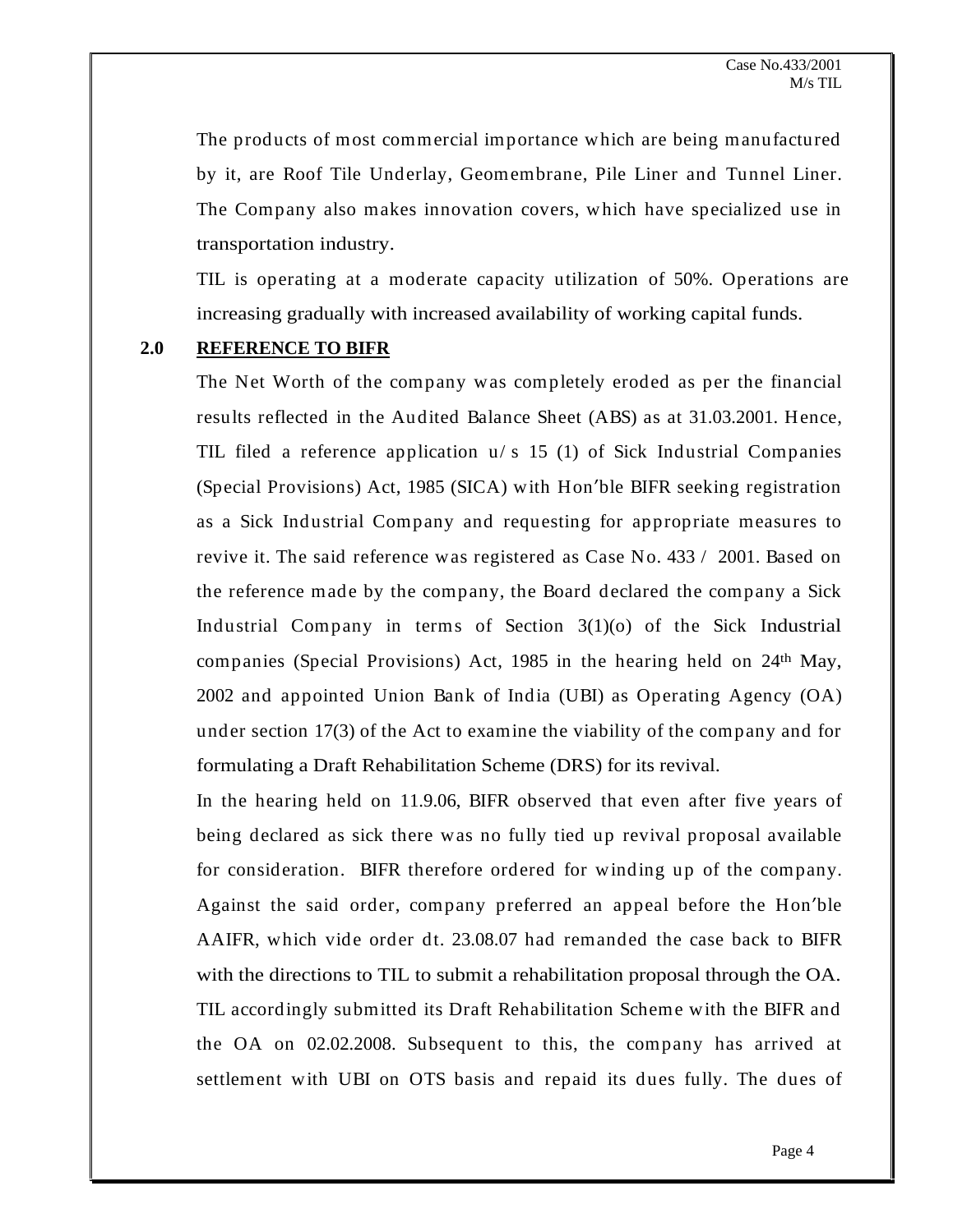The products of most commercial importance which are being manufactured by it, are Roof Tile Underlay, Geomembrane, Pile Liner and Tunnel Liner. The Company also makes innovation covers, which have specialized use in transportation industry.

TIL is operating at a moderate capacity utilization of 50%. Operations are increasing gradually with increased availability of working capital funds.

## 2.0 REFERENCE TO BIFR

The Net Worth of the company was completely eroded as per the financial results reflected in the Audited Balance Sheet (ABS) as at 31.03.2001. Hence, TIL filed a reference application u/s 15 (1) of Sick Industrial Companies (Special Provisions) Act, 1985 (SICA) with Hon'ble BIFR seeking registration as a Sick Industrial Company and requesting for appropriate measures to revive it. The said reference was registered as Case No. 433 / 2001. Based on the reference made by the company, the Board declared the company a Sick Industrial Company in terms of Section 3(1)(o) of the Sick Industrial companies (Special Provisions) Act, 1985 in the hearing held on 24th May, 2002 and appointed Union Bank of India (UBI) as Operating Agency (OA) under section 17(3) of the Act to examine the viability of the company and for formulating a Draft Rehabilitation Scheme (DRS) for its revival.

In the hearing held on 11.9.06, BIFR observed that even after five years of being declared as sick there was no fully tied up revival proposal available for consideration. BIFR therefore ordered for winding up of the company. Against the said order, company preferred an appeal before the Hon'ble AAIFR, which vide order dt. 23.08.07 had remanded the case back to BIFR with the directions to TIL to submit a rehabilitation proposal through the OA. TIL accordingly submitted its Draft Rehabilitation Scheme with the BIFR and the OA on 02.02.2008. Subsequent to this, the company has arrived at settlement with UBI on OTS basis and repaid its dues fully. The dues of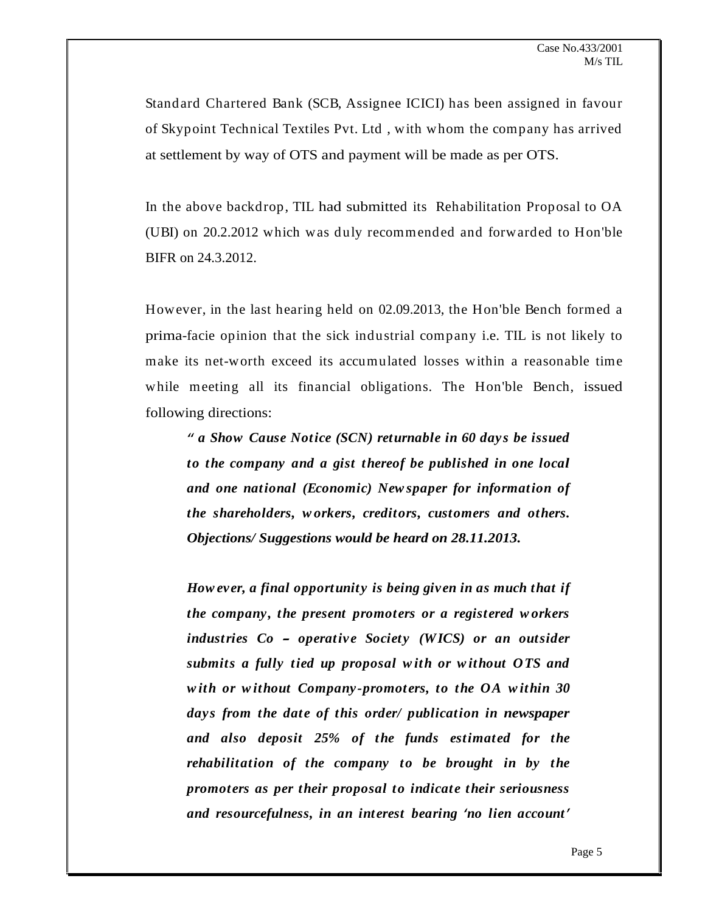Standard Chartered Bank (SCB, Assignee ICICI) has been assigned in favour of Skypoint Technical Textiles Pvt. Ltd , with whom the company has arrived at settlement by way of OTS and payment will be made as per OTS.

In the above backdrop, TIL had submitted its Rehabilitation Proposal to OA (UBI) on 20.2.2012 which was duly recommended and forwarded to Hon'ble BIFR on 24.3.2012.

However, in the last hearing held on 02.09.2013, the Hon'ble Bench formed a prima-facie opinion that the sick industrial company i.e. TIL is not likely to make its net-worth exceed its accumulated losses within a reasonable time while meeting all its financial obligations. The Hon'ble Bench, issued following directions:

> ***" a Show Cause Notice (SCN) returnable in 60 days be issued to the company and a gist thereof be published in one local and one national (Economic) Newspaper for information of the shareholders, workers, creditors, customers and others. Objections/ Suggestions would be heard on 28.11.2013.***
>
> ***However, a final opportunity is being given in as much that if the company, the present promoters or a registered workers industries Co – operative Society (WICS) or an outsider submits a fully tied up proposal with or without OTS and with or without Company-promoters, to the OA within 30 days from the date of this order/ publication in newspaper and also deposit 25% of the funds estimated for the rehabilitation of the company to be brought in by the promoters as per their proposal to indicate their seriousness and resourcefulness, in an interest bearing 'no lien account'***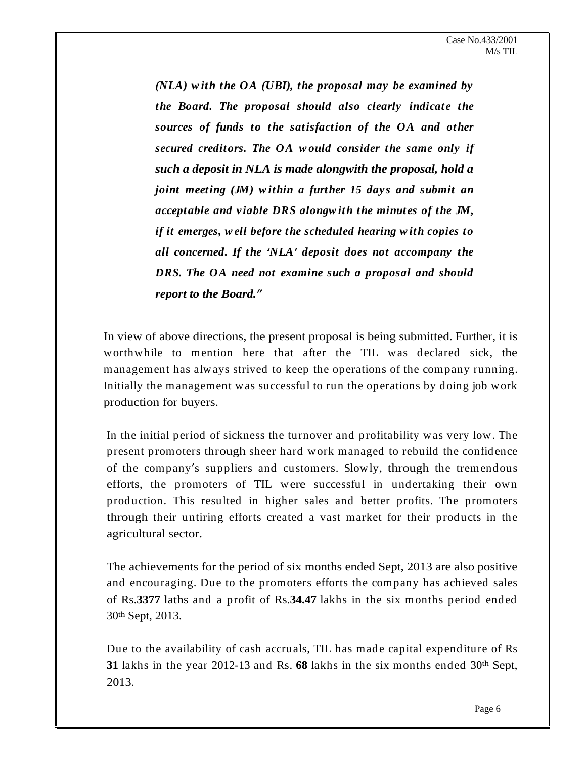> ***(NLA) with the OA (UBI), the proposal may be examined by the Board. The proposal should also clearly indicate the sources of funds to the satisfaction of the OA and other secured creditors. The OA would consider the same only if such a deposit in NLA is made alongwith the proposal, hold a joint meeting (JM) within a further 15 days and submit an acceptable and viable DRS alongwith the minutes of the JM, if it emerges, well before the scheduled hearing with copies to all concerned. If the 'NLA' deposit does not accompany the DRS. The OA need not examine such a proposal and should report to the Board."***

In view of above directions, the present proposal is being submitted. Further, it is worthwhile to mention here that after the TIL was declared sick, the management has always strived to keep the operations of the company running. Initially the management was successful to run the operations by doing job work production for buyers.

In the initial period of sickness the turnover and profitability was very low. The present promoters through sheer hard work managed to rebuild the confidence of the company's suppliers and customers. Slowly, through the tremendous efforts, the promoters of TIL were successful in undertaking their own production. This resulted in higher sales and better profits. The promoters through their untiring efforts created a vast market for their products in the agricultural sector.

The achievements for the period of six months ended Sept, 2013 are also positive and encouraging. Due to the promoters efforts the company has achieved sales of Rs.**3377** laths and a profit of Rs.**34.47** lakhs in the six months period ended 30th Sept, 2013.

Due to the availability of cash accruals, TIL has made capital expenditure of Rs **31** lakhs in the year 2012-13 and Rs. **68** lakhs in the six months ended 30th Sept, 2013.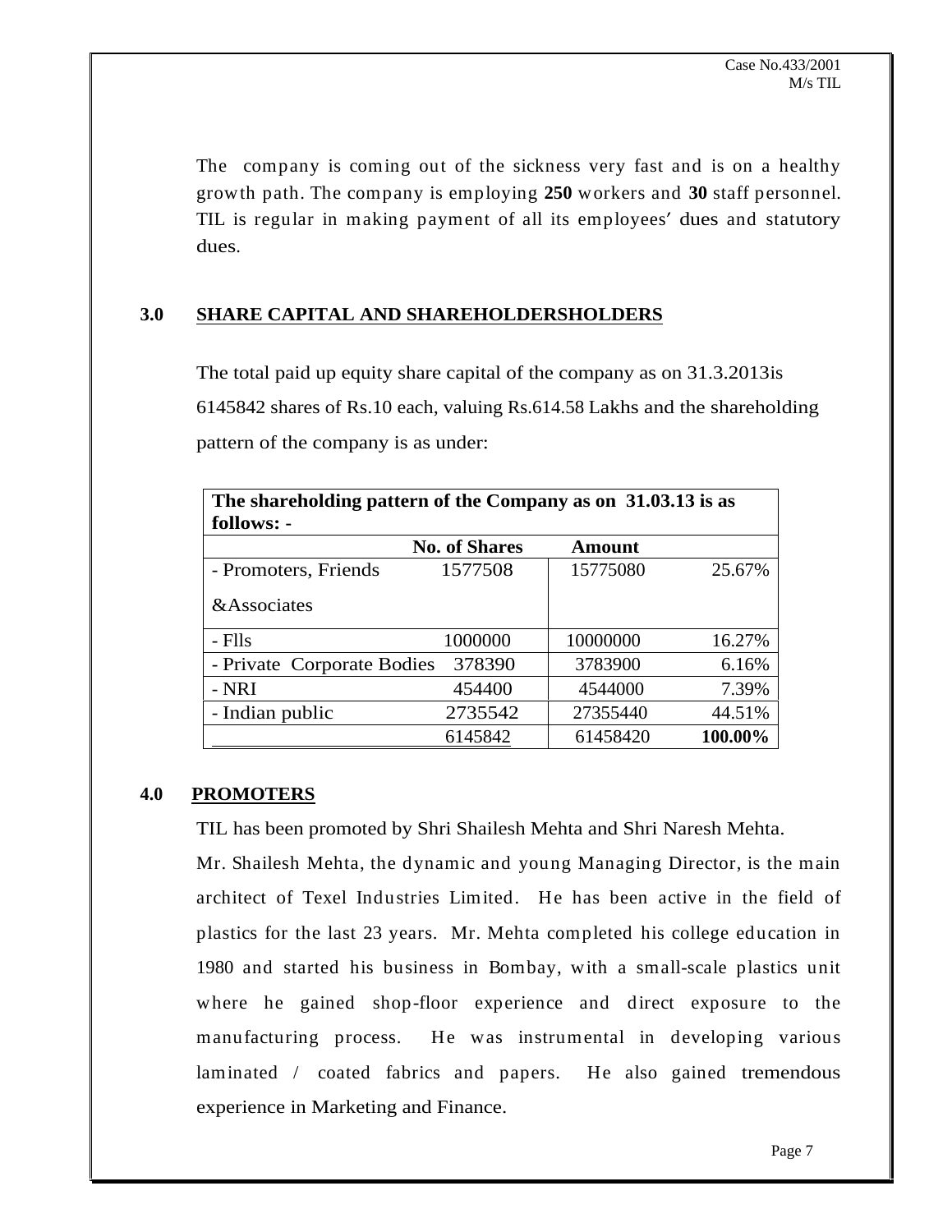The company is coming out of the sickness very fast and is on a healthy growth path. The company is employing **250** workers and **30** staff personnel. TIL is regular in making payment of all its employees' dues and statutory dues.

## 3.0 SHARE CAPITAL AND SHAREHOLDERSHOLDERS

The total paid up equity share capital of the company as on 31.3.2013is 6145842 shares of Rs.10 each, valuing Rs.614.58 Lakhs and the shareholding pattern of the company is as under:

| **The shareholding pattern of the Company as on 31.03.13 is as follows: -** | | | |
|---|---|---|---|
| | **No. of Shares** | **Amount** | |
| - Promoters, Friends &Associates | 1577508 | 15775080 | 25.67% |
| - FIIs | 1000000 | 10000000 | 16.27% |
| - Private Corporate Bodies | 378390 | 3783900 | 6.16% |
| - NRI | 454400 | 4544000 | 7.39% |
| - Indian public | 2735542 | 27355440 | 44.51% |
| | 6145842 | 61458420 | **100.00%** |

## 4.0 PROMOTERS

TIL has been promoted by Shri Shailesh Mehta and Shri Naresh Mehta.

Mr. Shailesh Mehta, the dynamic and young Managing Director, is the main architect of Texel Industries Limited. He has been active in the field of plastics for the last 23 years. Mr. Mehta completed his college education in 1980 and started his business in Bombay, with a small-scale plastics unit where he gained shop-floor experience and direct exposure to the manufacturing process. He was instrumental in developing various laminated / coated fabrics and papers. He also gained tremendous experience in Marketing and Finance.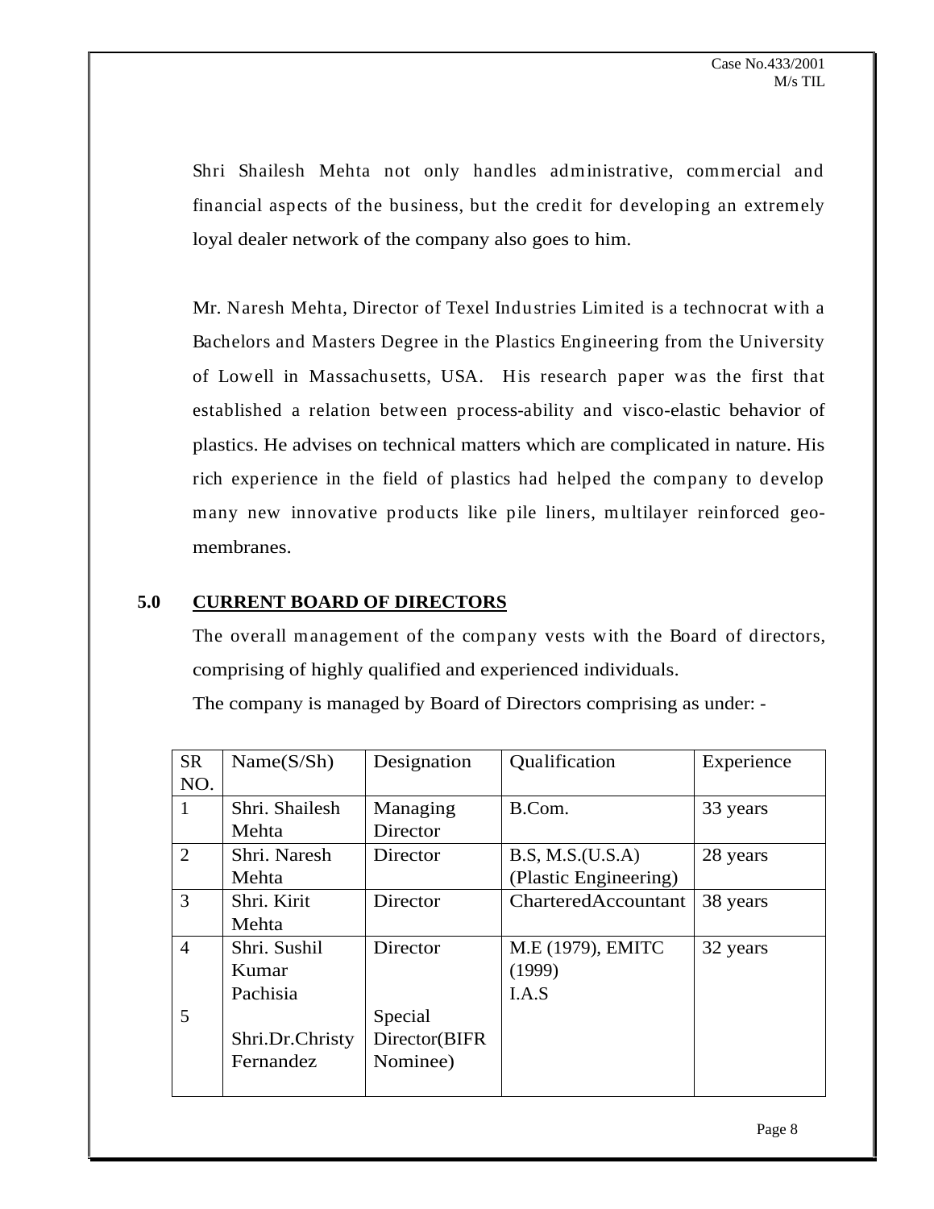Shri Shailesh Mehta not only handles administrative, commercial and financial aspects of the business, but the credit for developing an extremely loyal dealer network of the company also goes to him.

Mr. Naresh Mehta, Director of Texel Industries Limited is a technocrat with a Bachelors and Masters Degree in the Plastics Engineering from the University of Lowell in Massachusetts, USA. His research paper was the first that established a relation between process-ability and visco-elastic behavior of plastics. He advises on technical matters which are complicated in nature. His rich experience in the field of plastics had helped the company to develop many new innovative products like pile liners, multilayer reinforced geo-membranes.

## 5.0 CURRENT BOARD OF DIRECTORS

The overall management of the company vests with the Board of directors, comprising of highly qualified and experienced individuals.

The company is managed by Board of Directors comprising as under: -

| SR NO. | Name(S/Sh) | Designation | Qualification | Experience |
|---|---|---|---|---|
| 1 | Shri. Shailesh Mehta | Managing Director | B.Com. | 33 years |
| 2 | Shri. Naresh Mehta | Director | B.S, M.S.(U.S.A) (Plastic Engineering) | 28 years |
| 3 | Shri. Kirit Mehta | Director | CharteredAccountant | 38 years |
| 4 | Shri. Sushil Kumar Pachisia | Director | M.E (1979), EMITC (1999) I.A.S | 32 years |
| 5 | Shri.Dr.Christy Fernandez | Special Director(BIFR Nominee) | | |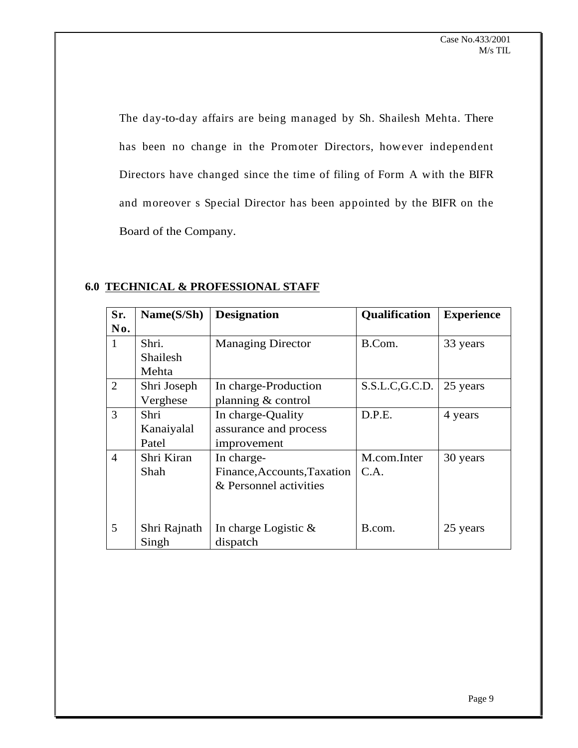The day-to-day affairs are being managed by Sh. Shailesh Mehta. There has been no change in the Promoter Directors, however independent Directors have changed since the time of filing of Form A with the BIFR and moreover s Special Director has been appointed by the BIFR on the Board of the Company.

## 6.0 TECHNICAL & PROFESSIONAL STAFF

| Sr. No. | Name(S/Sh) | Designation | Qualification | Experience |
|---|---|---|---|---|
| 1 | Shri. Shailesh Mehta | Managing Director | B.Com. | 33 years |
| 2 | Shri Joseph Verghese | In charge-Production planning & control | S.S.L.C,G.C.D. | 25 years |
| 3 | Shri Kanaiyalal Patel | In charge-Quality assurance and process improvement | D.P.E. | 4 years |
| 4 | Shri Kiran Shah | In charge-Finance,Accounts,Taxation & Personnel activities | M.com.Inter C.A. | 30 years |
| 5 | Shri Rajnath Singh | In charge Logistic & dispatch | B.com. | 25 years |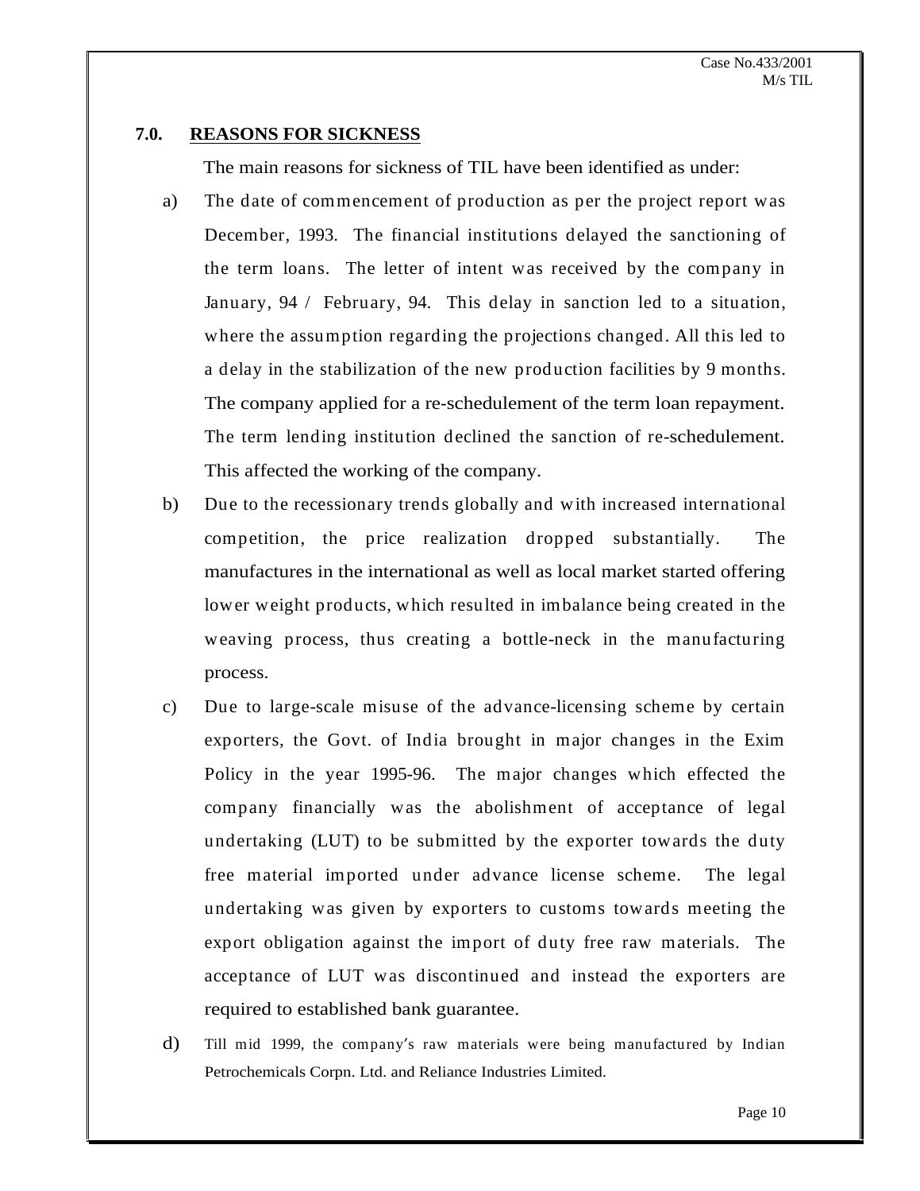## 7.0. REASONS FOR SICKNESS

The main reasons for sickness of TIL have been identified as under:

a) The date of commencement of production as per the project report was December, 1993. The financial institutions delayed the sanctioning of the term loans. The letter of intent was received by the company in January, 94 / February, 94. This delay in sanction led to a situation, where the assumption regarding the projections changed. All this led to a delay in the stabilization of the new production facilities by 9 months. The company applied for a re-schedulement of the term loan repayment. The term lending institution declined the sanction of re-schedulement. This affected the working of the company.

b) Due to the recessionary trends globally and with increased international competition, the price realization dropped substantially. The manufactures in the international as well as local market started offering lower weight products, which resulted in imbalance being created in the weaving process, thus creating a bottle-neck in the manufacturing process.

c) Due to large-scale misuse of the advance-licensing scheme by certain exporters, the Govt. of India brought in major changes in the Exim Policy in the year 1995-96. The major changes which effected the company financially was the abolishment of acceptance of legal undertaking (LUT) to be submitted by the exporter towards the duty free material imported under advance license scheme. The legal undertaking was given by exporters to customs towards meeting the export obligation against the import of duty free raw materials. The acceptance of LUT was discontinued and instead the exporters are required to established bank guarantee.

d) Till mid 1999, the company's raw materials were being manufactured by Indian Petrochemicals Corpn. Ltd. and Reliance Industries Limited.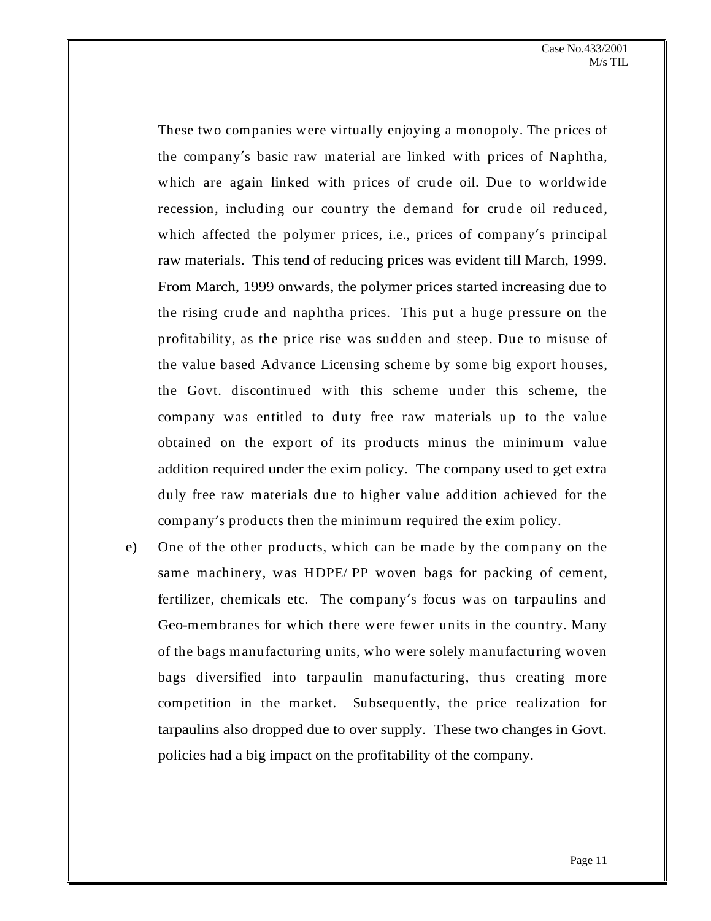These two companies were virtually enjoying a monopoly. The prices of the company's basic raw material are linked with prices of Naphtha, which are again linked with prices of crude oil. Due to worldwide recession, including our country the demand for crude oil reduced, which affected the polymer prices, i.e., prices of company's principal raw materials. This tend of reducing prices was evident till March, 1999. From March, 1999 onwards, the polymer prices started increasing due to the rising crude and naphtha prices. This put a huge pressure on the profitability, as the price rise was sudden and steep. Due to misuse of the value based Advance Licensing scheme by some big export houses, the Govt. discontinued with this scheme under this scheme, the company was entitled to duty free raw materials up to the value obtained on the export of its products minus the minimum value addition required under the exim policy. The company used to get extra duly free raw materials due to higher value addition achieved for the company's products then the minimum required the exim policy.

e) One of the other products, which can be made by the company on the same machinery, was HDPE/ PP woven bags for packing of cement, fertilizer, chemicals etc. The company's focus was on tarpaulins and Geo-membranes for which there were fewer units in the country. Many of the bags manufacturing units, who were solely manufacturing woven bags diversified into tarpaulin manufacturing, thus creating more competition in the market. Subsequently, the price realization for tarpaulins also dropped due to over supply. These two changes in Govt. policies had a big impact on the profitability of the company.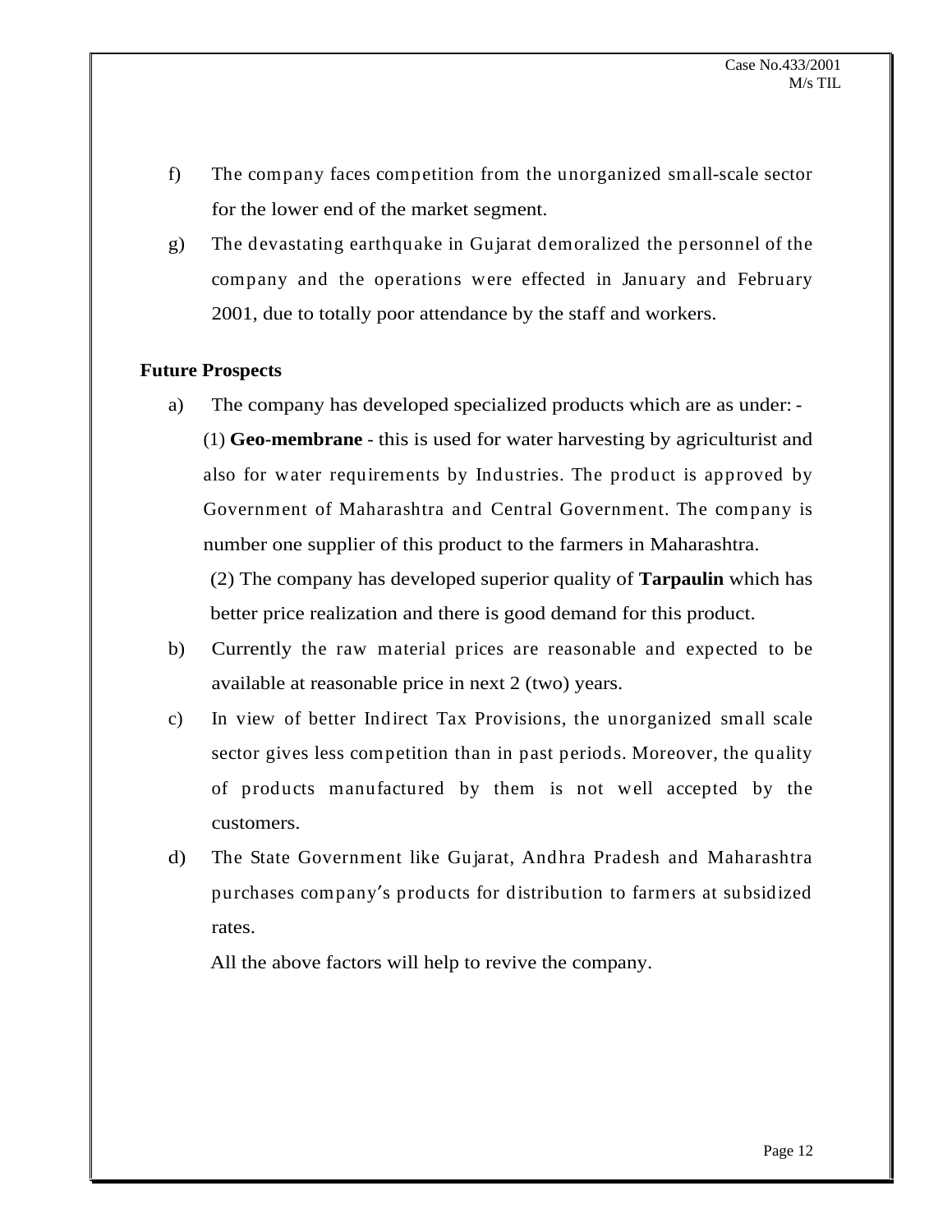f) The company faces competition from the unorganized small-scale sector for the lower end of the market segment.

g) The devastating earthquake in Gujarat demoralized the personnel of the company and the operations were effected in January and February 2001, due to totally poor attendance by the staff and workers.

**Future Prospects**

a) The company has developed specialized products which are as under: -

(1) **Geo-membrane** - this is used for water harvesting by agriculturist and also for water requirements by Industries. The product is approved by Government of Maharashtra and Central Government. The company is number one supplier of this product to the farmers in Maharashtra.

(2) The company has developed superior quality of **Tarpaulin** which has better price realization and there is good demand for this product.

b) Currently the raw material prices are reasonable and expected to be available at reasonable price in next 2 (two) years.

c) In view of better Indirect Tax Provisions, the unorganized small scale sector gives less competition than in past periods. Moreover, the quality of products manufactured by them is not well accepted by the customers.

d) The State Government like Gujarat, Andhra Pradesh and Maharashtra purchases company's products for distribution to farmers at subsidized rates.

All the above factors will help to revive the company.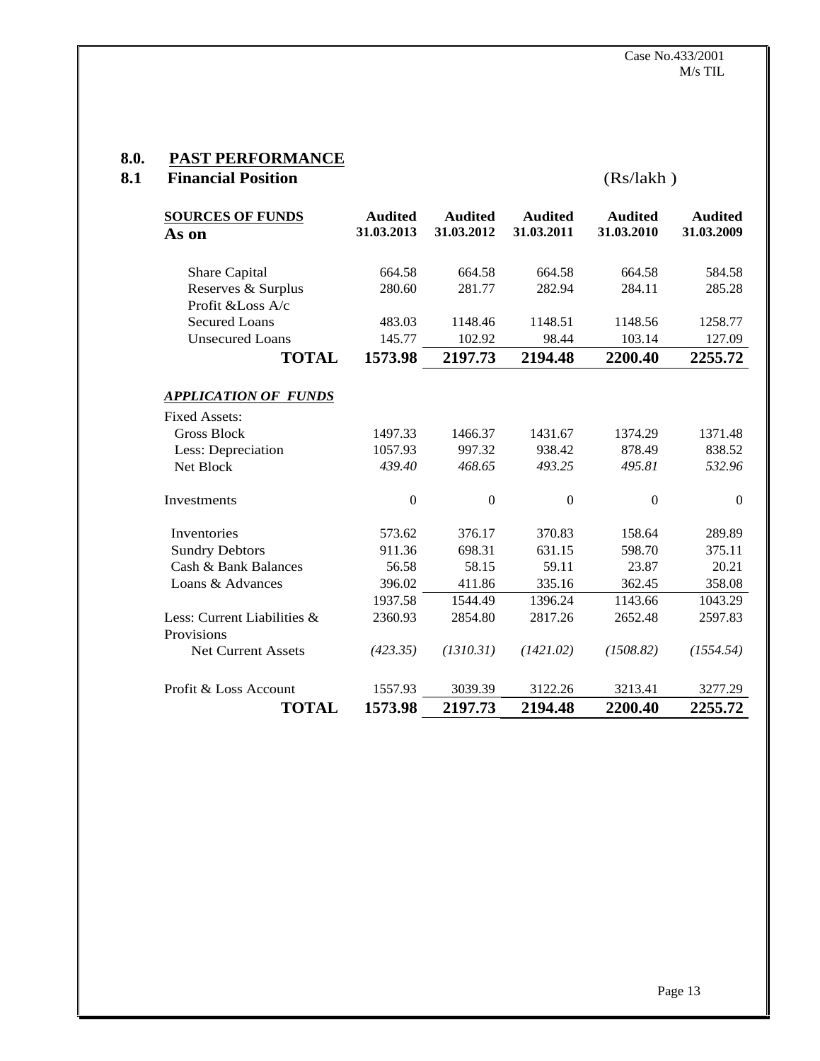## 8.0. PAST PERFORMANCE

### 8.1 Financial Position

(Rs/lakh )

| SOURCES OF FUNDS<br>As on | Audited<br>31.03.2013 | Audited<br>31.03.2012 | Audited<br>31.03.2011 | Audited<br>31.03.2010 | Audited<br>31.03.2009 |
|---|---|---|---|---|---|
| Share Capital | 664.58 | 664.58 | 664.58 | 664.58 | 584.58 |
| Reserves & Surplus | 280.60 | 281.77 | 282.94 | 284.11 | 285.28 |
| Profit &Loss A/c | | | | | |
| Secured Loans | 483.03 | 1148.46 | 1148.51 | 1148.56 | 1258.77 |
| Unsecured Loans | 145.77 | 102.92 | 98.44 | 103.14 | 127.09 |
| **TOTAL** | **1573.98** | **2197.73** | **2194.48** | **2200.40** | **2255.72** |
| ***APPLICATION OF FUNDS*** | | | | | |
| Fixed Assets: | | | | | |
| Gross Block | 1497.33 | 1466.37 | 1431.67 | 1374.29 | 1371.48 |
| Less: Depreciation | 1057.93 | 997.32 | 938.42 | 878.49 | 838.52 |
| Net Block | *439.40* | *468.65* | *493.25* | *495.81* | *532.96* |
| Investments | 0 | 0 | 0 | 0 | 0 |
| Inventories | 573.62 | 376.17 | 370.83 | 158.64 | 289.89 |
| Sundry Debtors | 911.36 | 698.31 | 631.15 | 598.70 | 375.11 |
| Cash & Bank Balances | 56.58 | 58.15 | 59.11 | 23.87 | 20.21 |
| Loans & Advances | 396.02 | 411.86 | 335.16 | 362.45 | 358.08 |
| | 1937.58 | 1544.49 | 1396.24 | 1143.66 | 1043.29 |
| Less: Current Liabilities & Provisions | 2360.93 | 2854.80 | 2817.26 | 2652.48 | 2597.83 |
| Net Current Assets | *(423.35)* | *(1310.31)* | *(1421.02)* | *(1508.82)* | *(1554.54)* |
| Profit & Loss Account | 1557.93 | 3039.39 | 3122.26 | 3213.41 | 3277.29 |
| **TOTAL** | **1573.98** | **2197.73** | **2194.48** | **2200.40** | **2255.72** |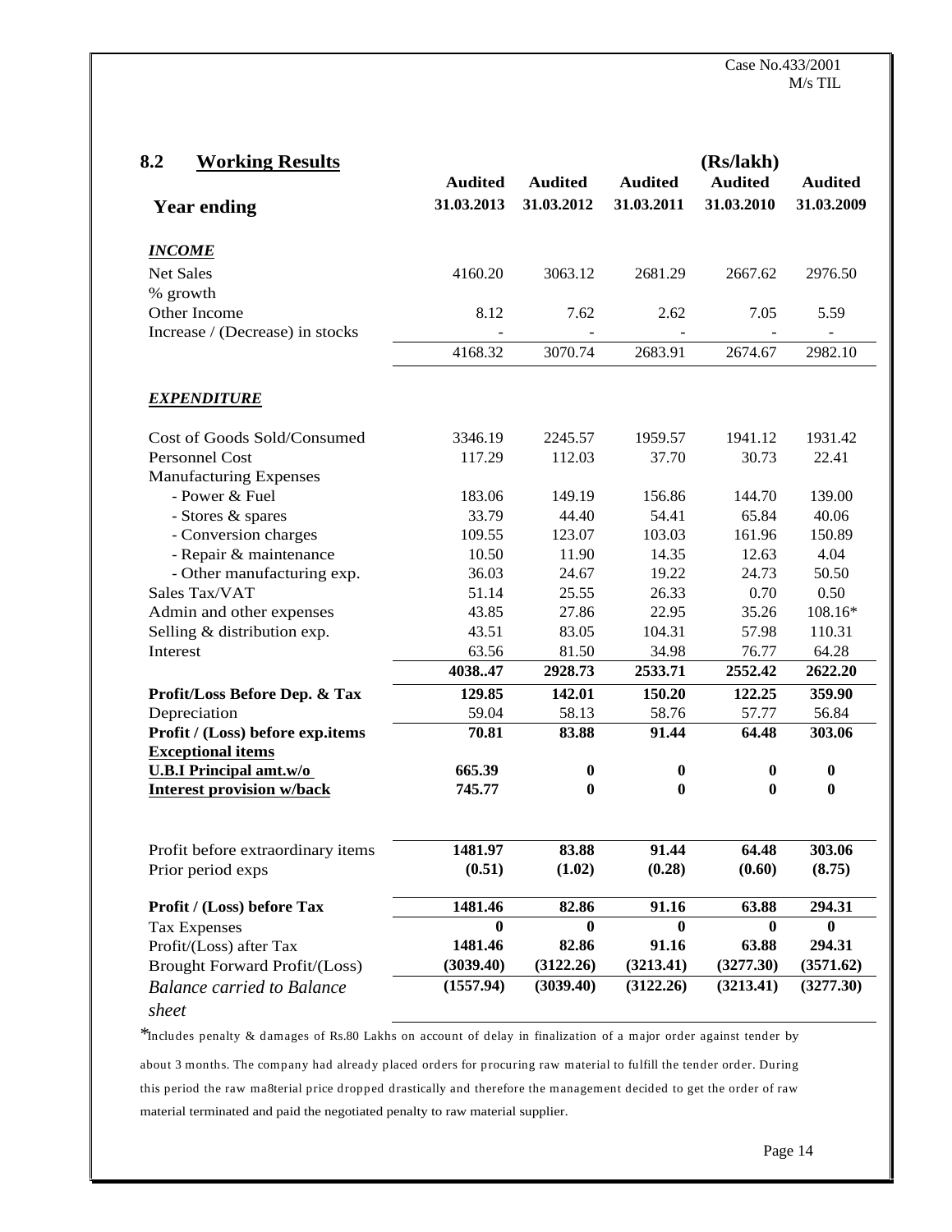## 8.2 Working Results

(Rs/lakh)

| Year ending | Audited 31.03.2013 | Audited 31.03.2012 | Audited 31.03.2011 | Audited 31.03.2010 | Audited 31.03.2009 |
|---|---|---|---|---|---|
| ***INCOME*** | | | | | |
| Net Sales | 4160.20 | 3063.12 | 2681.29 | 2667.62 | 2976.50 |
| % growth | | | | | |
| Other Income | 8.12 | 7.62 | 2.62 | 7.05 | 5.59 |
| Increase / (Decrease) in stocks | - | - | - | - | - |
| | 4168.32 | 3070.74 | 2683.91 | 2674.67 | 2982.10 |
| ***EXPENDITURE*** | | | | | |
| Cost of Goods Sold/Consumed | 3346.19 | 2245.57 | 1959.57 | 1941.12 | 1931.42 |
| Personnel Cost | 117.29 | 112.03 | 37.70 | 30.73 | 22.41 |
| Manufacturing Expenses | | | | | |
| - Power & Fuel | 183.06 | 149.19 | 156.86 | 144.70 | 139.00 |
| - Stores & spares | 33.79 | 44.40 | 54.41 | 65.84 | 40.06 |
| - Conversion charges | 109.55 | 123.07 | 103.03 | 161.96 | 150.89 |
| - Repair & maintenance | 10.50 | 11.90 | 14.35 | 12.63 | 4.04 |
| - Other manufacturing exp. | 36.03 | 24.67 | 19.22 | 24.73 | 50.50 |
| Sales Tax/VAT | 51.14 | 25.55 | 26.33 | 0.70 | 0.50 |
| Admin and other expenses | 43.85 | 27.86 | 22.95 | 35.26 | 108.16* |
| Selling & distribution exp. | 43.51 | 83.05 | 104.31 | 57.98 | 110.31 |
| Interest | 63.56 | 81.50 | 34.98 | 76.77 | 64.28 |
| | **4038..47** | **2928.73** | **2533.71** | **2552.42** | **2622.20** |
| **Profit/Loss Before Dep. & Tax** | **129.85** | **142.01** | **150.20** | **122.25** | **359.90** |
| Depreciation | 59.04 | 58.13 | 58.76 | 57.77 | 56.84 |
| **Profit / (Loss) before exp.items** | **70.81** | **83.88** | **91.44** | **64.48** | **303.06** |
| **Exceptional items** | | | | | |
| **U.B.I Principal amt.w/o** | **665.39** | **0** | **0** | **0** | **0** |
| **Interest provision w/back** | **745.77** | **0** | **0** | **0** | **0** |
| Profit before extraordinary items | **1481.97** | **83.88** | **91.44** | **64.48** | **303.06** |
| Prior period exps | **(0.51)** | **(1.02)** | **(0.28)** | **(0.60)** | **(8.75)** |
| **Profit / (Loss) before Tax** | **1481.46** | **82.86** | **91.16** | **63.88** | **294.31** |
| Tax Expenses | **0** | **0** | **0** | **0** | **0** |
| Profit/(Loss) after Tax | **1481.46** | **82.86** | **91.16** | **63.88** | **294.31** |
| Brought Forward Profit/(Loss) | **(3039.40)** | **(3122.26)** | **(3213.41)** | **(3277.30)** | **(3571.62)** |
| *Balance carried to Balance sheet* | **(1557.94)** | **(3039.40)** | **(3122.26)** | **(3213.41)** | **(3277.30)** |

*Includes penalty & damages of Rs.80 Lakhs on account of delay in finalization of a major order against tender by about 3 months. The company had already placed orders for procuring raw material to fulfill the tender order. During this period the raw ma8terial price dropped drastically and therefore the management decided to get the order of raw material terminated and paid the negotiated penalty to raw material supplier.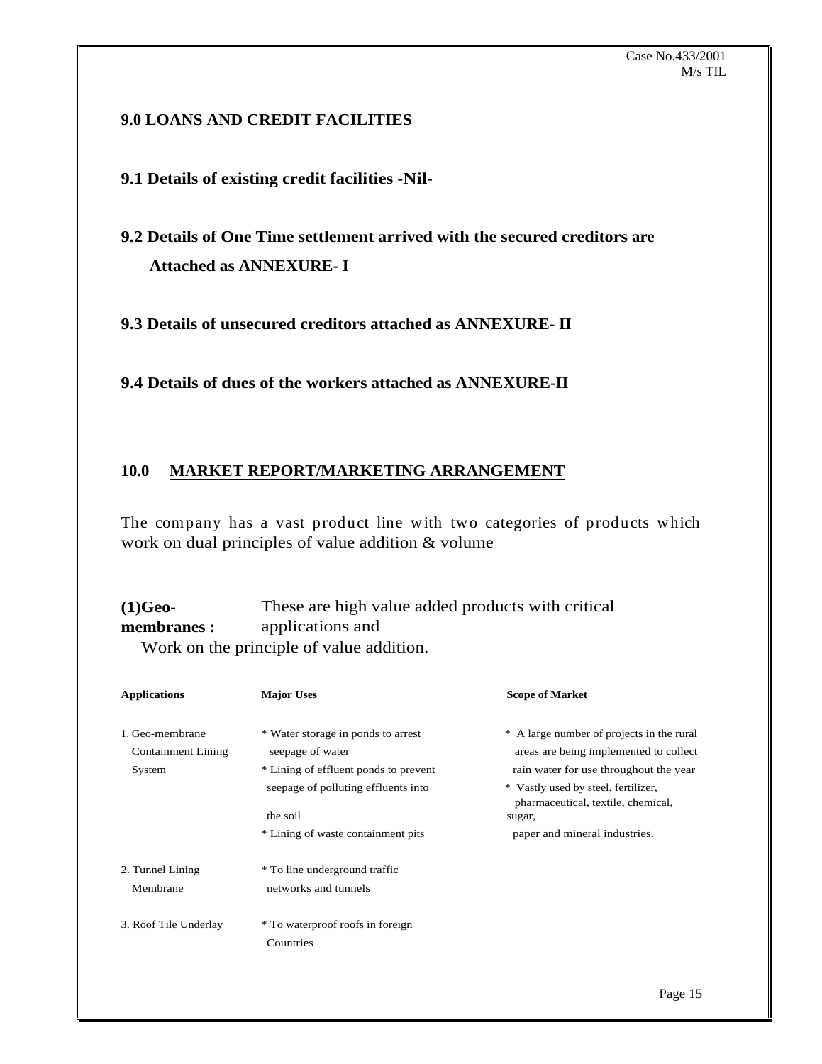## 9.0 LOANS AND CREDIT FACILITIES

**9.1 Details of existing credit facilities -Nil-**

**9.2 Details of One Time settlement arrived with the secured creditors are Attached as ANNEXURE- I**

**9.3 Details of unsecured creditors attached as ANNEXURE- II**

**9.4 Details of dues of the workers attached as ANNEXURE-II**

## 10.0 MARKET REPORT/MARKETING ARRANGEMENT

The company has a vast product line with two categories of products which work on dual principles of value addition & volume

**(1)Geo-membranes :** These are high value added products with critical applications and Work on the principle of value addition.

| Applications | Major Uses | Scope of Market |
|---|---|---|
| 1. Geo-membrane Containment Lining System | * Water storage in ponds to arrest seepage of water<br>* Lining of effluent ponds to prevent seepage of polluting effluents into the soil<br>* Lining of waste containment pits | * A large number of projects in the rural areas are being implemented to collect rain water for use throughout the year<br>* Vastly used by steel, fertilizer, pharmaceutical, textile, chemical, sugar, paper and mineral industries. |
| 2. Tunnel Lining Membrane | * To line underground traffic networks and tunnels | |
| 3. Roof Tile Underlay | * To waterproof roofs in foreign Countries | |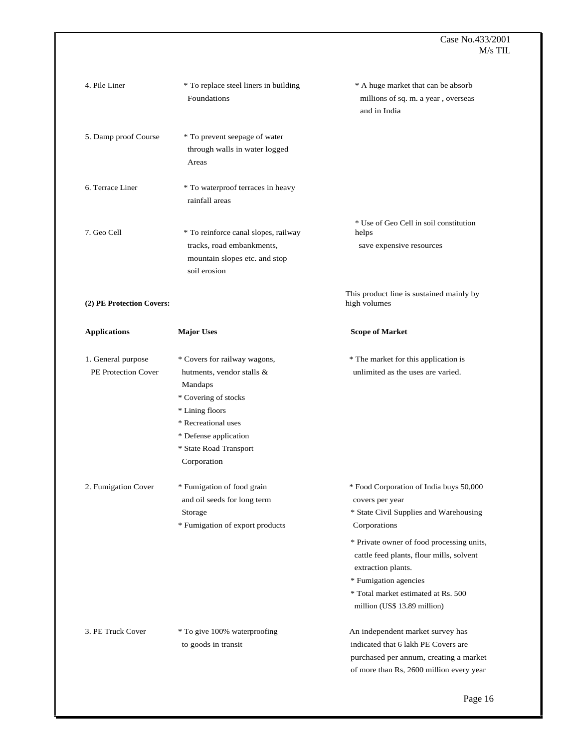| | | |
|---|---|---|
| 4. Pile Liner | * To replace steel liners in building Foundations | * A huge market that can be absorb millions of sq. m. a year , overseas and in India |
| 5. Damp proof Course | * To prevent seepage of water through walls in water logged Areas | |
| 6. Terrace Liner | * To waterproof terraces in heavy rainfall areas | |
| 7. Geo Cell | * To reinforce canal slopes, railway tracks, road embankments, mountain slopes etc. and stop soil erosion | * Use of Geo Cell in soil constitution helps save expensive resources |

**(2) PE Protection Covers:**

This product line is sustained mainly by high volumes

| Applications | Major Uses | Scope of Market |
|---|---|---|
| 1. General purpose PE Protection Cover | * Covers for railway wagons, hutments, vendor stalls & Mandaps<br>* Covering of stocks<br>* Lining floors<br>* Recreational uses<br>* Defense application<br>* State Road Transport Corporation | * The market for this application is unlimited as the uses are varied. |
| 2. Fumigation Cover | * Fumigation of food grain and oil seeds for long term Storage<br>* Fumigation of export products | * Food Corporation of India buys 50,000 covers per year<br>* State Civil Supplies and Warehousing Corporations<br>* Private owner of food processing units, cattle feed plants, flour mills, solvent extraction plants.<br>* Fumigation agencies<br>* Total market estimated at Rs. 500 million (US$ 13.89 million) |
| 3. PE Truck Cover | * To give 100% waterproofing to goods in transit | An independent market survey has indicated that 6 lakh PE Covers are purchased per annum, creating a market of more than Rs, 2600 million every year |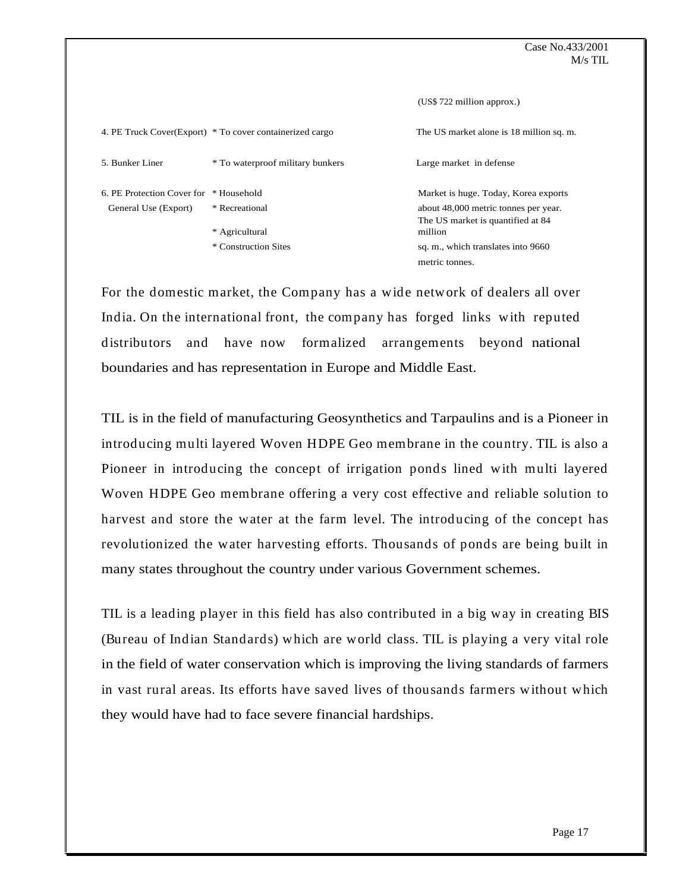| | | |
|---|---|---|
| | | (US$ 722 million approx.) |
| 4. PE Truck Cover(Export) | * To cover containerized cargo | The US market alone is 18 million sq. m. |
| 5. Bunker Liner | * To waterproof military bunkers | Large market in defense |
| 6. PE Protection Cover for General Use (Export) | * Household<br>* Recreational<br>* Agricultural<br>* Construction Sites | Market is huge. Today, Korea exports about 48,000 metric tonnes per year. The US market is quantified at 84 million sq. m., which translates into 9660 metric tonnes. |

For the domestic market, the Company has a wide network of dealers all over India. On the international front, the company has forged links with reputed distributors and have now formalized arrangements beyond national boundaries and has representation in Europe and Middle East.

TIL is in the field of manufacturing Geosynthetics and Tarpaulins and is a Pioneer in introducing multi layered Woven HDPE Geo membrane in the country. TIL is also a Pioneer in introducing the concept of irrigation ponds lined with multi layered Woven HDPE Geo membrane offering a very cost effective and reliable solution to harvest and store the water at the farm level. The introducing of the concept has revolutionized the water harvesting efforts. Thousands of ponds are being built in many states throughout the country under various Government schemes.

TIL is a leading player in this field has also contributed in a big way in creating BIS (Bureau of Indian Standards) which are world class. TIL is playing a very vital role in the field of water conservation which is improving the living standards of farmers in vast rural areas. Its efforts have saved lives of thousands farmers without which they would have had to face severe financial hardships.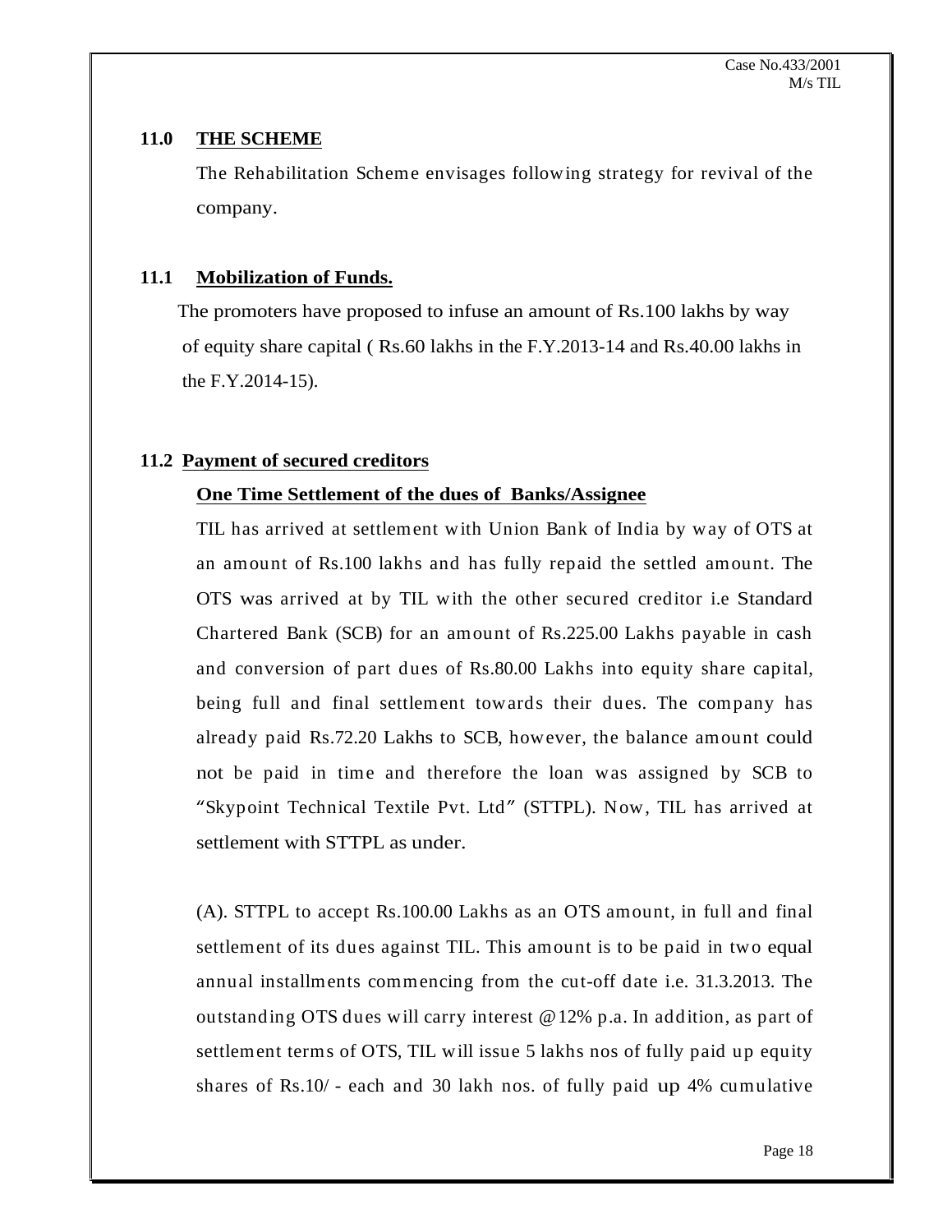## 11.0 THE SCHEME

The Rehabilitation Scheme envisages following strategy for revival of the company.

### 11.1 Mobilization of Funds.

The promoters have proposed to infuse an amount of Rs.100 lakhs by way of equity share capital ( Rs.60 lakhs in the F.Y.2013-14 and Rs.40.00 lakhs in the F.Y.2014-15).

### 11.2 Payment of secured creditors

**One Time Settlement of the dues of Banks/Assignee**

TIL has arrived at settlement with Union Bank of India by way of OTS at an amount of Rs.100 lakhs and has fully repaid the settled amount. The OTS was arrived at by TIL with the other secured creditor i.e Standard Chartered Bank (SCB) for an amount of Rs.225.00 Lakhs payable in cash and conversion of part dues of Rs.80.00 Lakhs into equity share capital, being full and final settlement towards their dues. The company has already paid Rs.72.20 Lakhs to SCB, however, the balance amount could not be paid in time and therefore the loan was assigned by SCB to "Skypoint Technical Textile Pvt. Ltd" (STTPL). Now, TIL has arrived at settlement with STTPL as under.

(A). STTPL to accept Rs.100.00 Lakhs as an OTS amount, in full and final settlement of its dues against TIL. This amount is to be paid in two equal annual installments commencing from the cut-off date i.e. 31.3.2013. The outstanding OTS dues will carry interest @12% p.a. In addition, as part of settlement terms of OTS, TIL will issue 5 lakhs nos of fully paid up equity shares of Rs.10/ - each and 30 lakh nos. of fully paid up 4% cumulative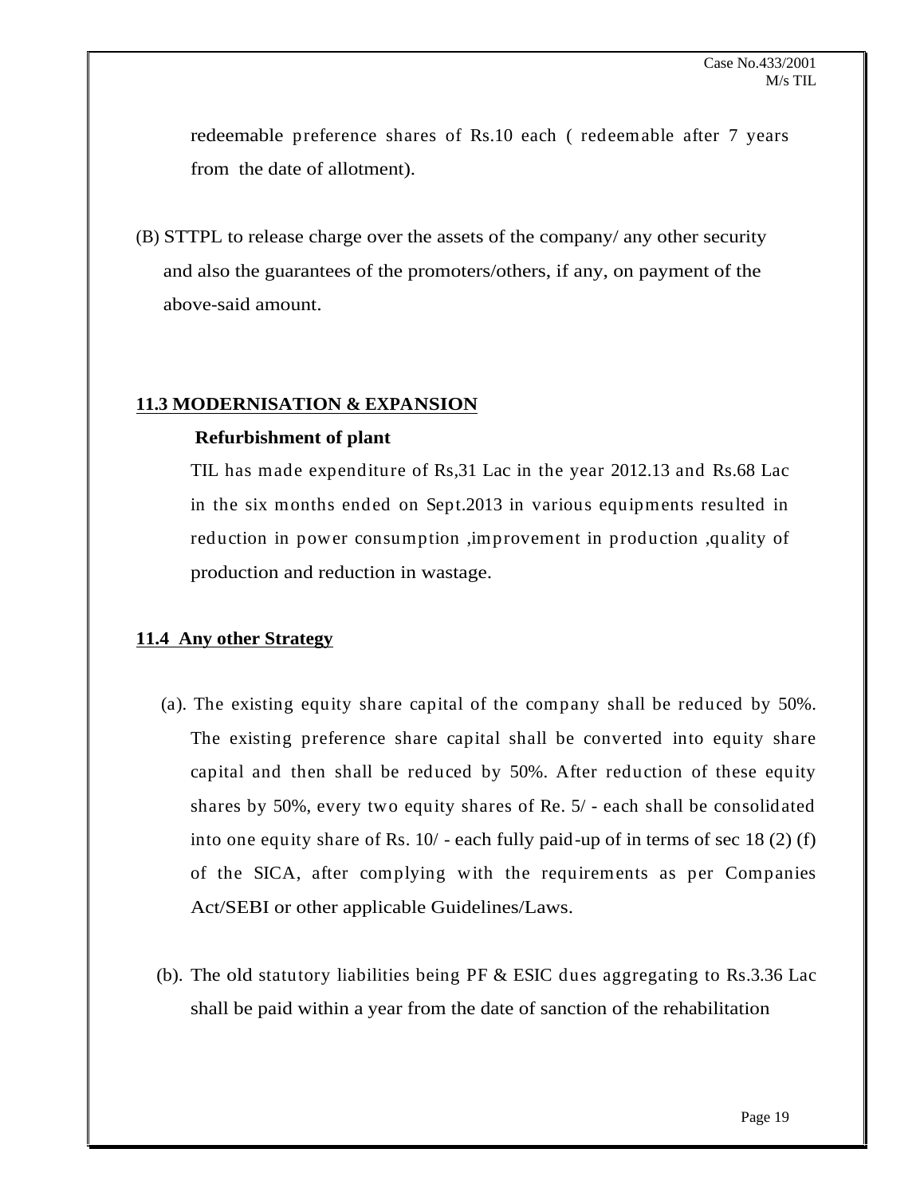redeemable preference shares of Rs.10 each ( redeemable after 7 years from the date of allotment).

(B) STTPL to release charge over the assets of the company/ any other security and also the guarantees of the promoters/others, if any, on payment of the above-said amount.

**11.3 MODERNISATION & EXPANSION**

**Refurbishment of plant**

TIL has made expenditure of Rs,31 Lac in the year 2012.13 and Rs.68 Lac in the six months ended on Sept.2013 in various equipments resulted in reduction in power consumption ,improvement in production ,quality of production and reduction in wastage.

**11.4 Any other Strategy**

(a). The existing equity share capital of the company shall be reduced by 50%. The existing preference share capital shall be converted into equity share capital and then shall be reduced by 50%. After reduction of these equity shares by 50%, every two equity shares of Re. 5/ - each shall be consolidated into one equity share of Rs. 10/ - each fully paid-up of in terms of sec 18 (2) (f) of the SICA, after complying with the requirements as per Companies Act/SEBI or other applicable Guidelines/Laws.

(b). The old statutory liabilities being PF & ESIC dues aggregating to Rs.3.36 Lac shall be paid within a year from the date of sanction of the rehabilitation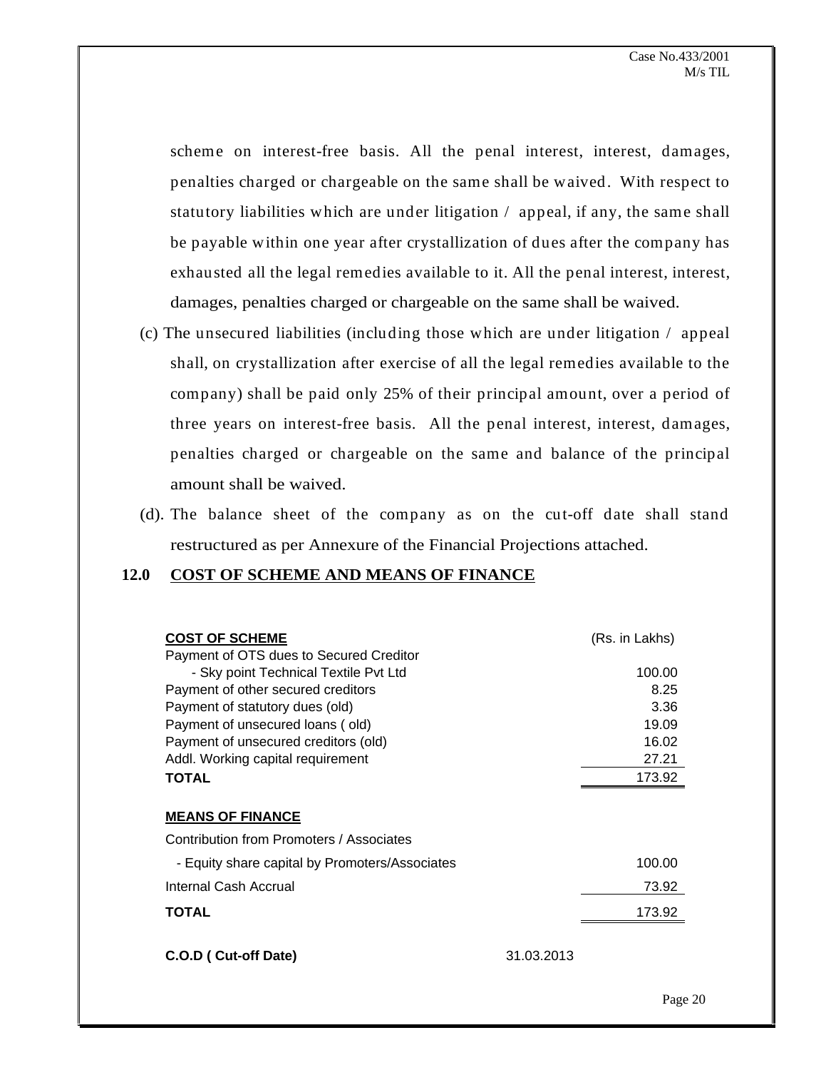scheme on interest-free basis. All the penal interest, interest, damages, penalties charged or chargeable on the same shall be waived. With respect to statutory liabilities which are under litigation / appeal, if any, the same shall be payable within one year after crystallization of dues after the company has exhausted all the legal remedies available to it. All the penal interest, interest, damages, penalties charged or chargeable on the same shall be waived.

(c) The unsecured liabilities (including those which are under litigation / appeal shall, on crystallization after exercise of all the legal remedies available to the company) shall be paid only 25% of their principal amount, over a period of three years on interest-free basis. All the penal interest, interest, damages, penalties charged or chargeable on the same and balance of the principal amount shall be waived.

(d). The balance sheet of the company as on the cut-off date shall stand restructured as per Annexure of the Financial Projections attached.

## 12.0 COST OF SCHEME AND MEANS OF FINANCE

| **COST OF SCHEME** | (Rs. in Lakhs) |
|---|---|
| Payment of OTS dues to Secured Creditor | |
| - Sky point Technical Textile Pvt Ltd | 100.00 |
| Payment of other secured creditors | 8.25 |
| Payment of statutory dues (old) | 3.36 |
| Payment of unsecured loans ( old) | 19.09 |
| Payment of unsecured creditors (old) | 16.02 |
| Addl. Working capital requirement | 27.21 |
| **TOTAL** | 173.92 |

| **MEANS OF FINANCE** | |
|---|---|
| Contribution from Promoters / Associates | |
| - Equity share capital by Promoters/Associates | 100.00 |
| Internal Cash Accrual | 73.92 |
| **TOTAL** | 173.92 |

**C.O.D ( Cut-off Date)** 31.03.2013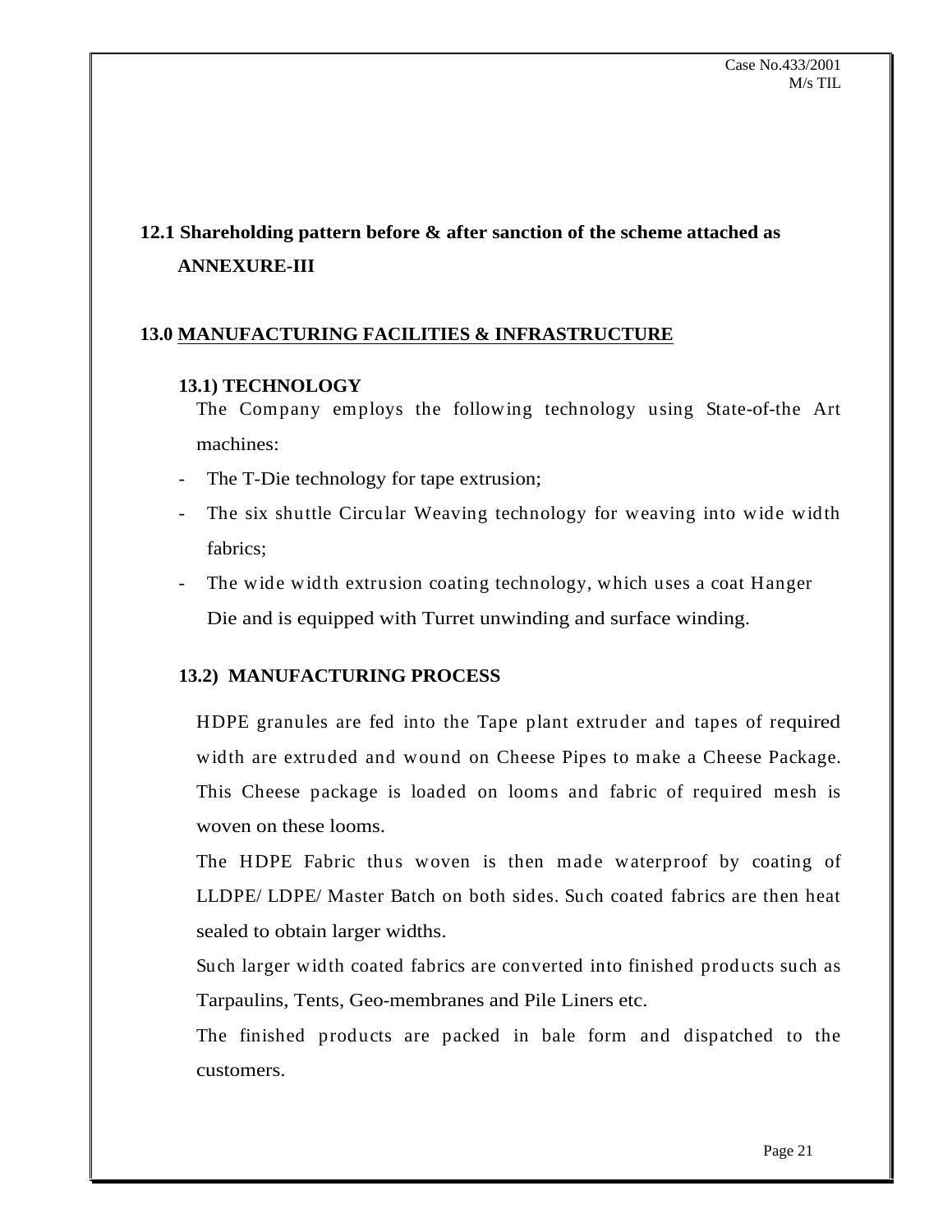**12.1 Shareholding pattern before & after sanction of the scheme attached as ANNEXURE-III**

## 13.0 MANUFACTURING FACILITIES & INFRASTRUCTURE

### 13.1) TECHNOLOGY

The Company employs the following technology using State-of-the Art machines:

- The T-Die technology for tape extrusion;
- The six shuttle Circular Weaving technology for weaving into wide width fabrics;
- The wide width extrusion coating technology, which uses a coat Hanger Die and is equipped with Turret unwinding and surface winding.

### 13.2) MANUFACTURING PROCESS

HDPE granules are fed into the Tape plant extruder and tapes of required width are extruded and wound on Cheese Pipes to make a Cheese Package. This Cheese package is loaded on looms and fabric of required mesh is woven on these looms.

The HDPE Fabric thus woven is then made waterproof by coating of LLDPE/ LDPE/ Master Batch on both sides. Such coated fabrics are then heat sealed to obtain larger widths.

Such larger width coated fabrics are converted into finished products such as Tarpaulins, Tents, Geo-membranes and Pile Liners etc.

The finished products are packed in bale form and dispatched to the customers.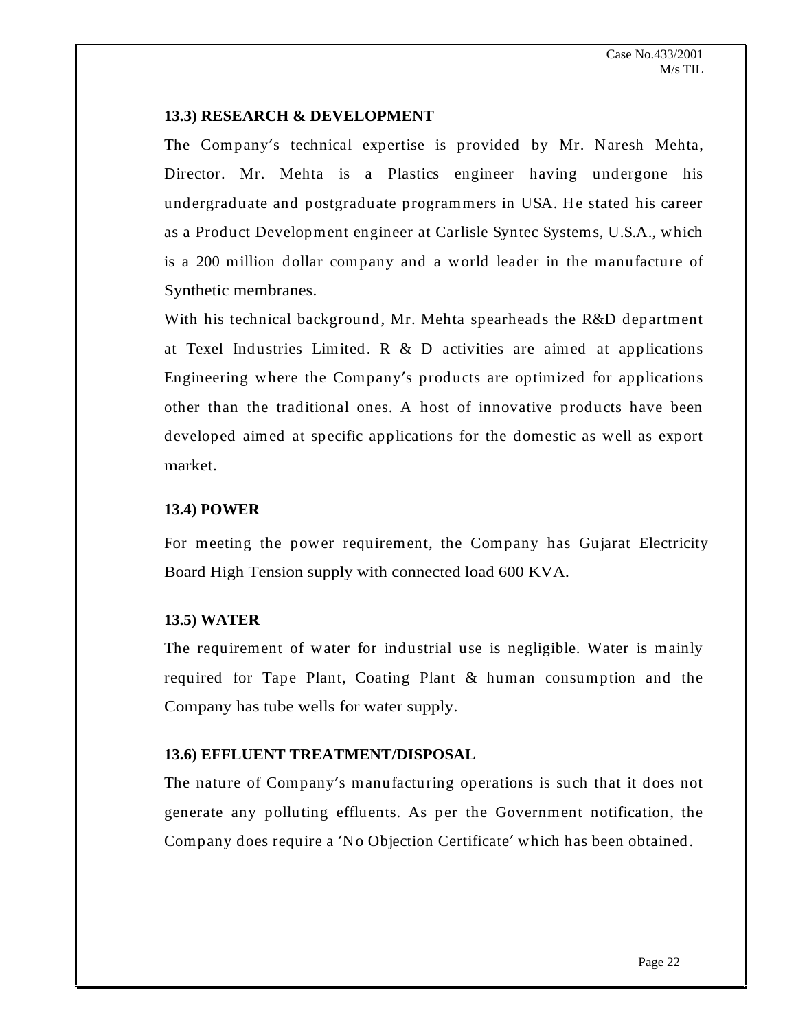### 13.3) RESEARCH & DEVELOPMENT

The Company's technical expertise is provided by Mr. Naresh Mehta, Director. Mr. Mehta is a Plastics engineer having undergone his undergraduate and postgraduate programmers in USA. He stated his career as a Product Development engineer at Carlisle Syntec Systems, U.S.A., which is a 200 million dollar company and a world leader in the manufacture of Synthetic membranes.

With his technical background, Mr. Mehta spearheads the R&D department at Texel Industries Limited. R & D activities are aimed at applications Engineering where the Company's products are optimized for applications other than the traditional ones. A host of innovative products have been developed aimed at specific applications for the domestic as well as export market.

### 13.4) POWER

For meeting the power requirement, the Company has Gujarat Electricity Board High Tension supply with connected load 600 KVA.

### 13.5) WATER

The requirement of water for industrial use is negligible. Water is mainly required for Tape Plant, Coating Plant & human consumption and the Company has tube wells for water supply.

### 13.6) EFFLUENT TREATMENT/DISPOSAL

The nature of Company's manufacturing operations is such that it does not generate any polluting effluents. As per the Government notification, the Company does require a 'No Objection Certificate' which has been obtained.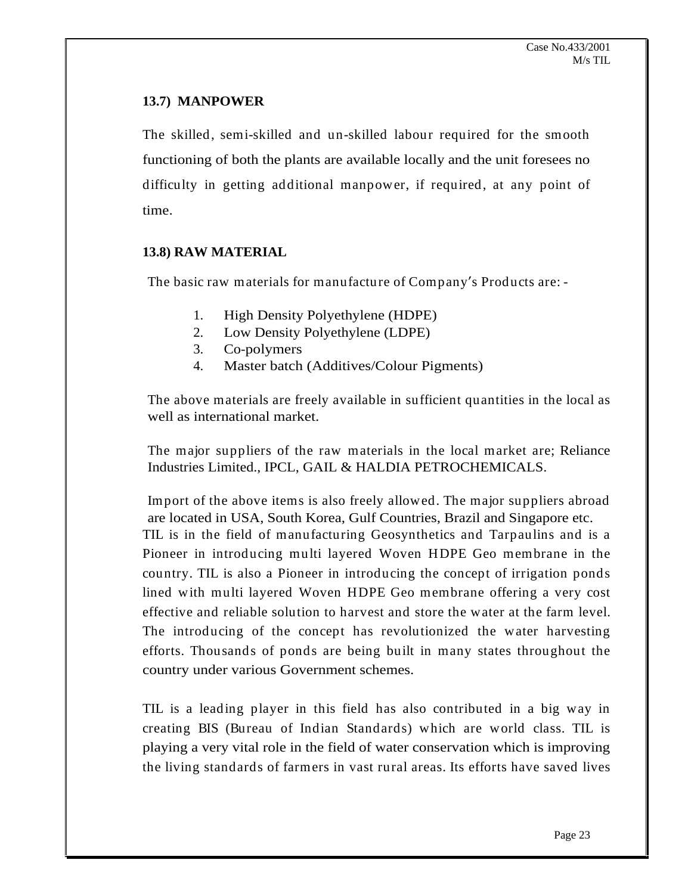### 13.7) MANPOWER

The skilled, semi-skilled and un-skilled labour required for the smooth functioning of both the plants are available locally and the unit foresees no difficulty in getting additional manpower, if required, at any point of time.

### 13.8) RAW MATERIAL

The basic raw materials for manufacture of Company's Products are: -

1. High Density Polyethylene (HDPE)
2. Low Density Polyethylene (LDPE)
3. Co-polymers
4. Master batch (Additives/Colour Pigments)

The above materials are freely available in sufficient quantities in the local as well as international market.

The major suppliers of the raw materials in the local market are; Reliance Industries Limited., IPCL, GAIL & HALDIA PETROCHEMICALS.

Import of the above items is also freely allowed. The major suppliers abroad are located in USA, South Korea, Gulf Countries, Brazil and Singapore etc.

TIL is in the field of manufacturing Geosynthetics and Tarpaulins and is a Pioneer in introducing multi layered Woven HDPE Geo membrane in the country. TIL is also a Pioneer in introducing the concept of irrigation ponds lined with multi layered Woven HDPE Geo membrane offering a very cost effective and reliable solution to harvest and store the water at the farm level. The introducing of the concept has revolutionized the water harvesting efforts. Thousands of ponds are being built in many states throughout the country under various Government schemes.

TIL is a leading player in this field has also contributed in a big way in creating BIS (Bureau of Indian Standards) which are world class. TIL is playing a very vital role in the field of water conservation which is improving the living standards of farmers in vast rural areas. Its efforts have saved lives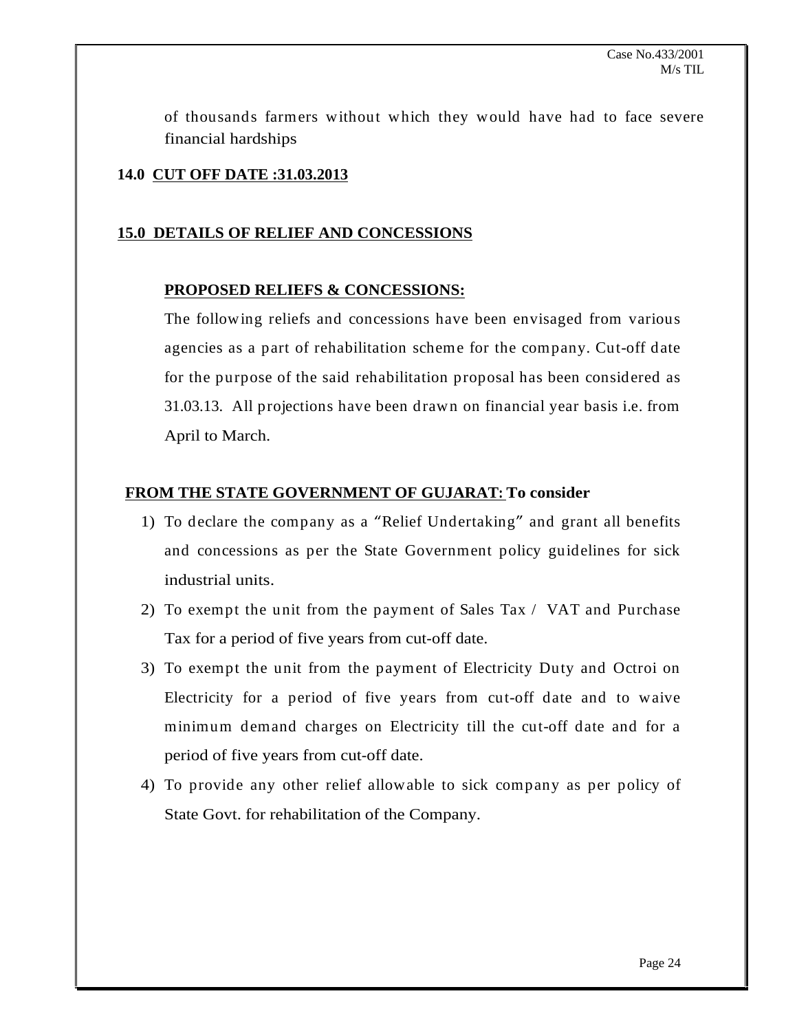of thousands farmers without which they would have had to face severe financial hardships

## 14.0 CUT OFF DATE :31.03.2013

## 15.0 DETAILS OF RELIEF AND CONCESSIONS

### PROPOSED RELIEFS & CONCESSIONS:

The following reliefs and concessions have been envisaged from various agencies as a part of rehabilitation scheme for the company. Cut-off date for the purpose of the said rehabilitation proposal has been considered as 31.03.13. All projections have been drawn on financial year basis i.e. from April to March.

**FROM THE STATE GOVERNMENT OF GUJARAT: To consider**

1) To declare the company as a "Relief Undertaking" and grant all benefits and concessions as per the State Government policy guidelines for sick industrial units.
2) To exempt the unit from the payment of Sales Tax / VAT and Purchase Tax for a period of five years from cut-off date.
3) To exempt the unit from the payment of Electricity Duty and Octroi on Electricity for a period of five years from cut-off date and to waive minimum demand charges on Electricity till the cut-off date and for a period of five years from cut-off date.
4) To provide any other relief allowable to sick company as per policy of State Govt. for rehabilitation of the Company.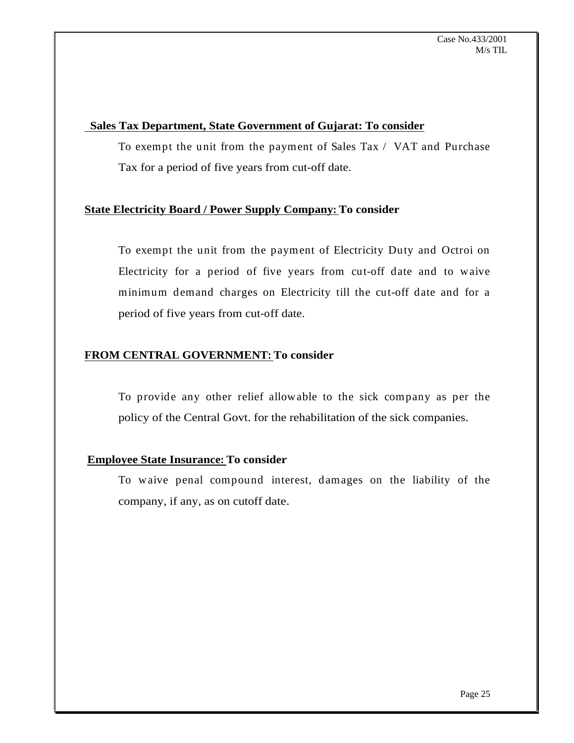**Sales Tax Department, State Government of Gujarat: To consider**

To exempt the unit from the payment of Sales Tax / VAT and Purchase Tax for a period of five years from cut-off date.

**State Electricity Board / Power Supply Company: To consider**

To exempt the unit from the payment of Electricity Duty and Octroi on Electricity for a period of five years from cut-off date and to waive minimum demand charges on Electricity till the cut-off date and for a period of five years from cut-off date.

**FROM CENTRAL GOVERNMENT: To consider**

To provide any other relief allowable to the sick company as per the policy of the Central Govt. for the rehabilitation of the sick companies.

**Employee State Insurance: To consider**

To waive penal compound interest, damages on the liability of the company, if any, as on cutoff date.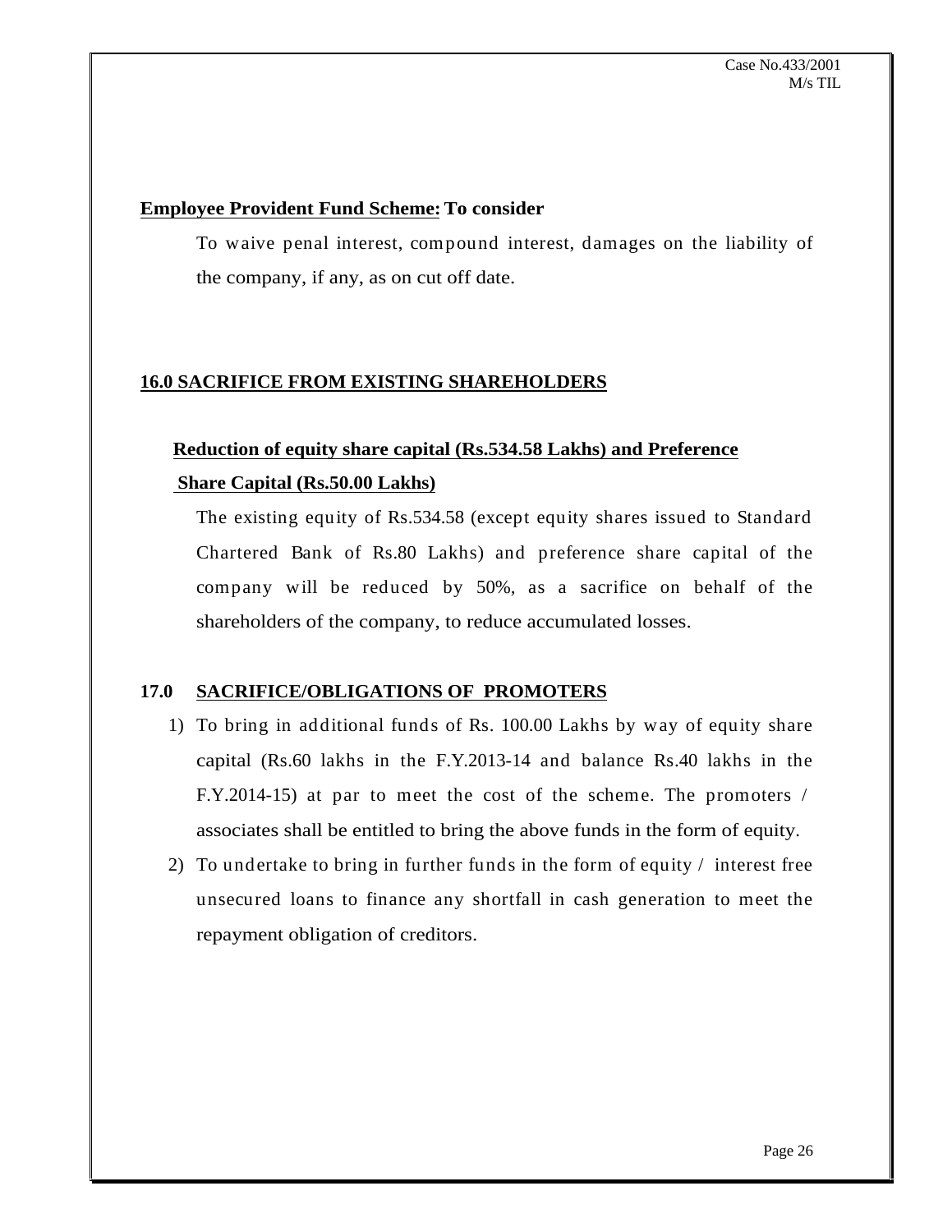**Employee Provident Fund Scheme: To consider**

To waive penal interest, compound interest, damages on the liability of the company, if any, as on cut off date.

## 16.0 SACRIFICE FROM EXISTING SHAREHOLDERS

### Reduction of equity share capital (Rs.534.58 Lakhs) and Preference Share Capital (Rs.50.00 Lakhs)

The existing equity of Rs.534.58 (except equity shares issued to Standard Chartered Bank of Rs.80 Lakhs) and preference share capital of the company will be reduced by 50%, as a sacrifice on behalf of the shareholders of the company, to reduce accumulated losses.

## 17.0 SACRIFICE/OBLIGATIONS OF PROMOTERS

1) To bring in additional funds of Rs. 100.00 Lakhs by way of equity share capital (Rs.60 lakhs in the F.Y.2013-14 and balance Rs.40 lakhs in the F.Y.2014-15) at par to meet the cost of the scheme. The promoters / associates shall be entitled to bring the above funds in the form of equity.
2) To undertake to bring in further funds in the form of equity / interest free unsecured loans to finance any shortfall in cash generation to meet the repayment obligation of creditors.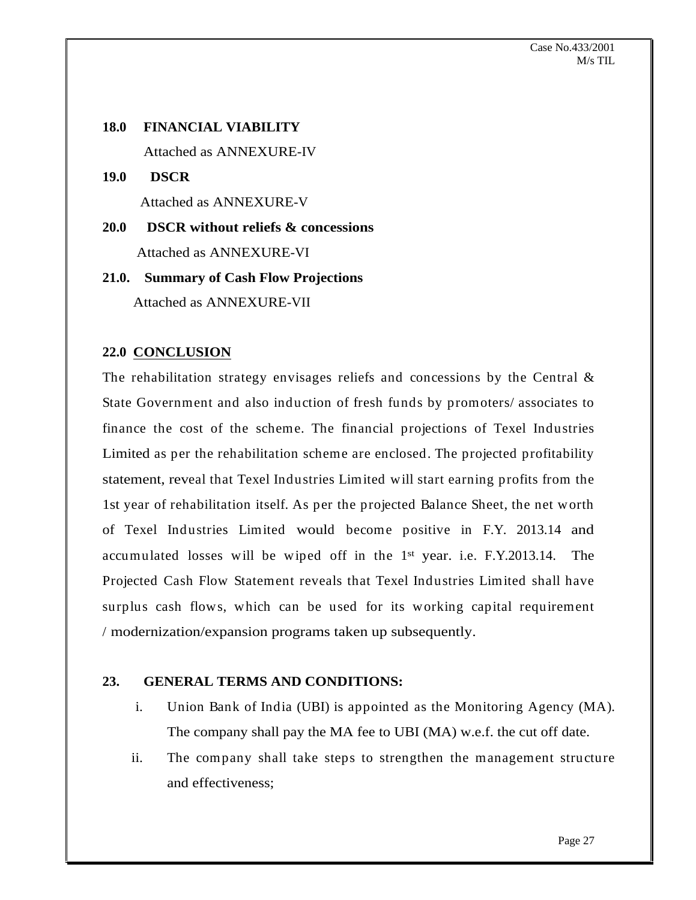**18.0 FINANCIAL VIABILITY**

Attached as ANNEXURE-IV

**19.0 DSCR**

Attached as ANNEXURE-V

**20.0 DSCR without reliefs & concessions**

Attached as ANNEXURE-VI

**21.0. Summary of Cash Flow Projections**

Attached as ANNEXURE-VII

**22.0 CONCLUSION**

The rehabilitation strategy envisages reliefs and concessions by the Central & State Government and also induction of fresh funds by promoters/ associates to finance the cost of the scheme. The financial projections of Texel Industries Limited as per the rehabilitation scheme are enclosed. The projected profitability statement, reveal that Texel Industries Limited will start earning profits from the 1st year of rehabilitation itself. As per the projected Balance Sheet, the net worth of Texel Industries Limited would become positive in F.Y. 2013.14 and accumulated losses will be wiped off in the 1st year. i.e. F.Y.2013.14. The Projected Cash Flow Statement reveals that Texel Industries Limited shall have surplus cash flows, which can be used for its working capital requirement / modernization/expansion programs taken up subsequently.

**23. GENERAL TERMS AND CONDITIONS:**

i. Union Bank of India (UBI) is appointed as the Monitoring Agency (MA). The company shall pay the MA fee to UBI (MA) w.e.f. the cut off date.

ii. The company shall take steps to strengthen the management structure and effectiveness;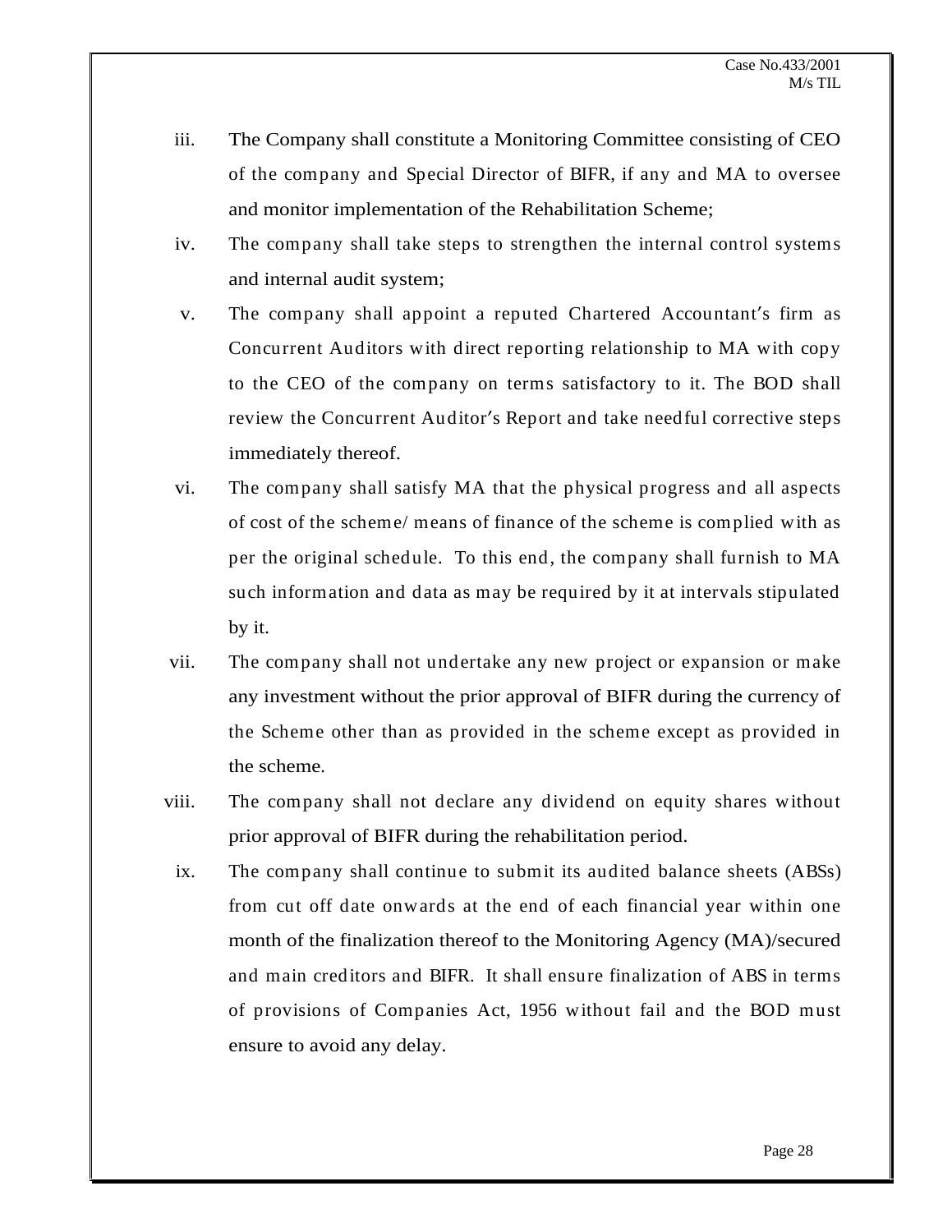iii. The Company shall constitute a Monitoring Committee consisting of CEO of the company and Special Director of BIFR, if any and MA to oversee and monitor implementation of the Rehabilitation Scheme;

iv. The company shall take steps to strengthen the internal control systems and internal audit system;

v. The company shall appoint a reputed Chartered Accountant's firm as Concurrent Auditors with direct reporting relationship to MA with copy to the CEO of the company on terms satisfactory to it. The BOD shall review the Concurrent Auditor's Report and take needful corrective steps immediately thereof.

vi. The company shall satisfy MA that the physical progress and all aspects of cost of the scheme/ means of finance of the scheme is complied with as per the original schedule. To this end, the company shall furnish to MA such information and data as may be required by it at intervals stipulated by it.

vii. The company shall not undertake any new project or expansion or make any investment without the prior approval of BIFR during the currency of the Scheme other than as provided in the scheme except as provided in the scheme.

viii. The company shall not declare any dividend on equity shares without prior approval of BIFR during the rehabilitation period.

ix. The company shall continue to submit its audited balance sheets (ABSs) from cut off date onwards at the end of each financial year within one month of the finalization thereof to the Monitoring Agency (MA)/secured and main creditors and BIFR. It shall ensure finalization of ABS in terms of provisions of Companies Act, 1956 without fail and the BOD must ensure to avoid any delay.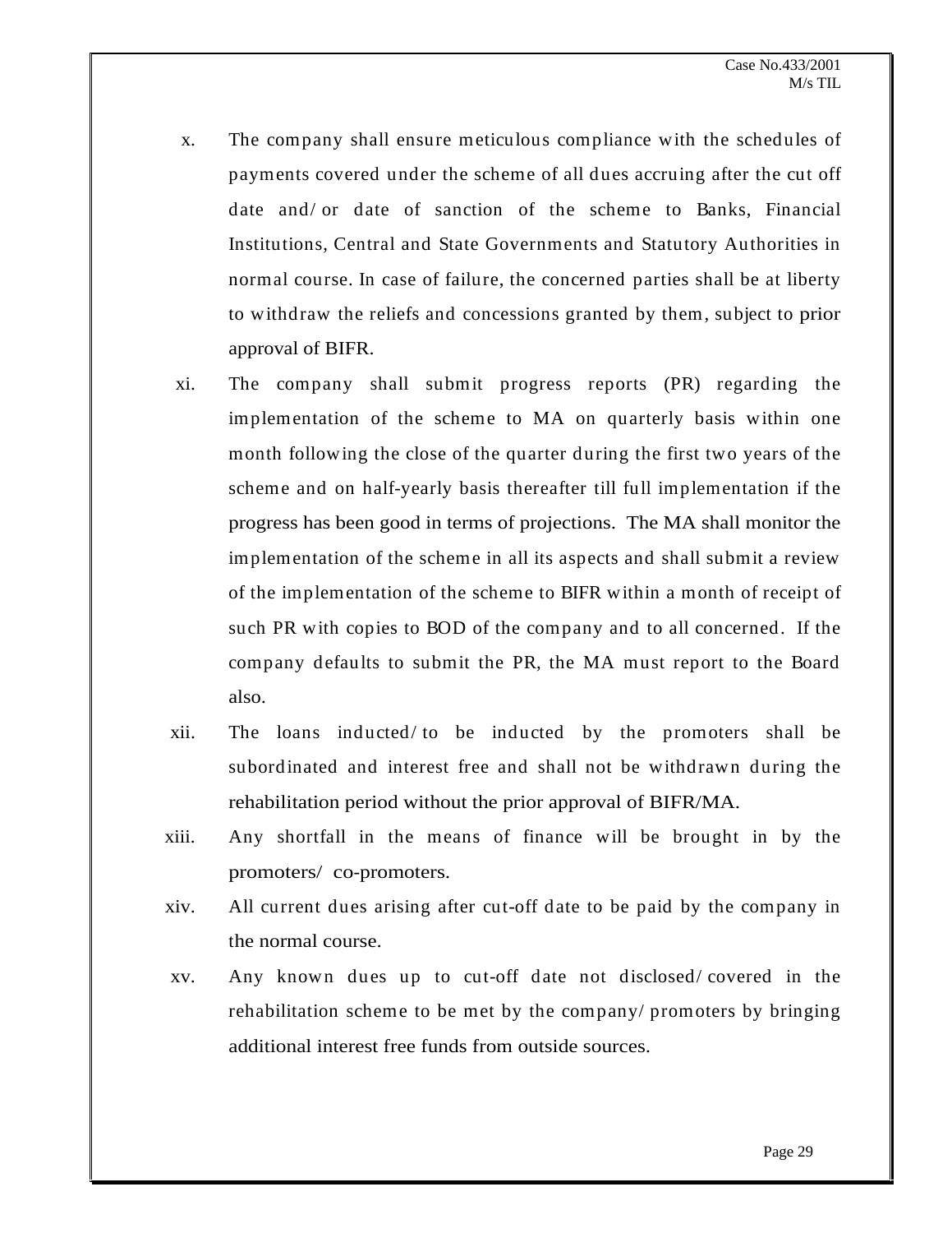x. The company shall ensure meticulous compliance with the schedules of payments covered under the scheme of all dues accruing after the cut off date and/ or date of sanction of the scheme to Banks, Financial Institutions, Central and State Governments and Statutory Authorities in normal course. In case of failure, the concerned parties shall be at liberty to withdraw the reliefs and concessions granted by them, subject to prior approval of BIFR.

xi. The company shall submit progress reports (PR) regarding the implementation of the scheme to MA on quarterly basis within one month following the close of the quarter during the first two years of the scheme and on half-yearly basis thereafter till full implementation if the progress has been good in terms of projections. The MA shall monitor the implementation of the scheme in all its aspects and shall submit a review of the implementation of the scheme to BIFR within a month of receipt of such PR with copies to BOD of the company and to all concerned. If the company defaults to submit the PR, the MA must report to the Board also.

xii. The loans inducted/ to be inducted by the promoters shall be subordinated and interest free and shall not be withdrawn during the rehabilitation period without the prior approval of BIFR/MA.

xiii. Any shortfall in the means of finance will be brought in by the promoters/ co-promoters.

xiv. All current dues arising after cut-off date to be paid by the company in the normal course.

xv. Any known dues up to cut-off date not disclosed/ covered in the rehabilitation scheme to be met by the company/ promoters by bringing additional interest free funds from outside sources.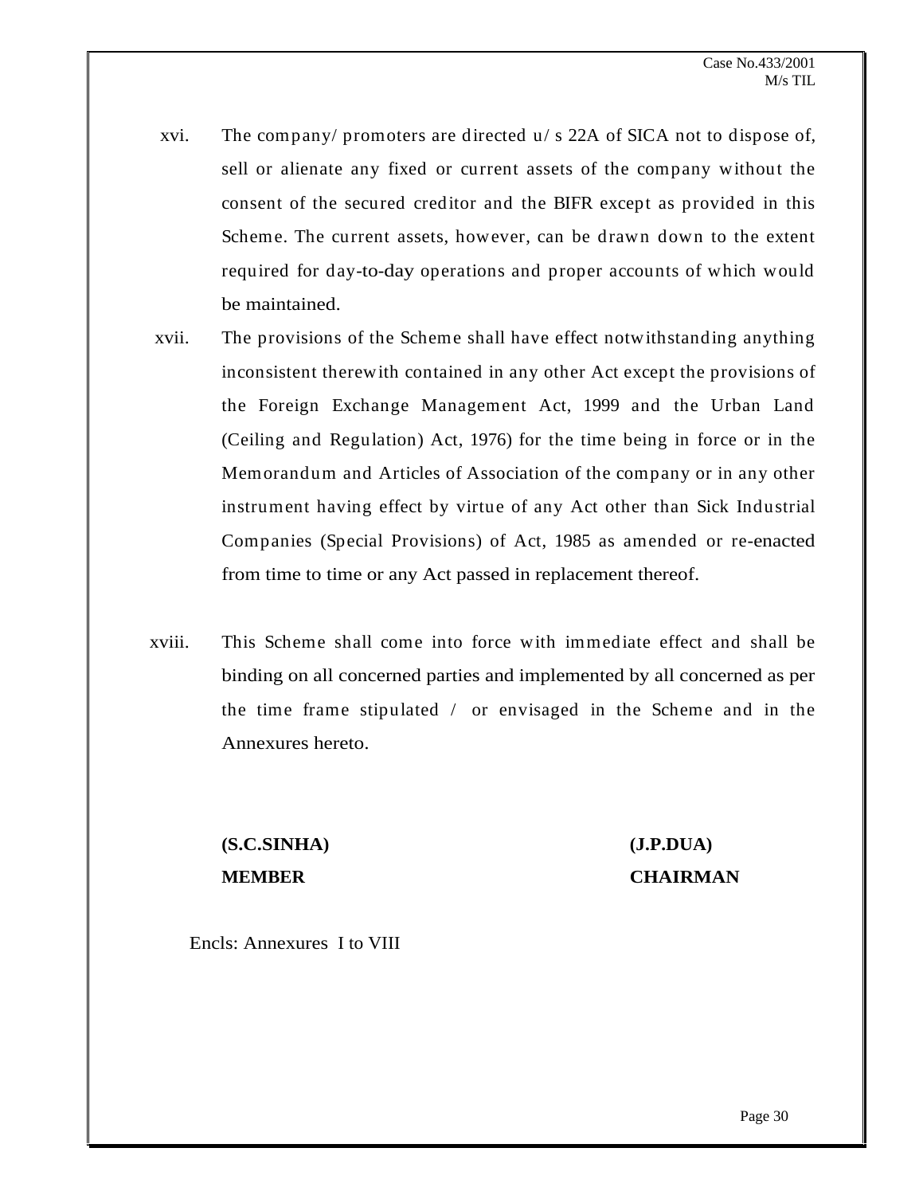xvi. The company/ promoters are directed u/ s 22A of SICA not to dispose of, sell or alienate any fixed or current assets of the company without the consent of the secured creditor and the BIFR except as provided in this Scheme. The current assets, however, can be drawn down to the extent required for day-to-day operations and proper accounts of which would be maintained.

xvii. The provisions of the Scheme shall have effect notwithstanding anything inconsistent therewith contained in any other Act except the provisions of the Foreign Exchange Management Act, 1999 and the Urban Land (Ceiling and Regulation) Act, 1976) for the time being in force or in the Memorandum and Articles of Association of the company or in any other instrument having effect by virtue of any Act other than Sick Industrial Companies (Special Provisions) of Act, 1985 as amended or re-enacted from time to time or any Act passed in replacement thereof.

xviii. This Scheme shall come into force with immediate effect and shall be binding on all concerned parties and implemented by all concerned as per the time frame stipulated / or envisaged in the Scheme and in the Annexures hereto.

**(S.C.SINHA)**
**MEMBER**

**(J.P.DUA)**
**CHAIRMAN**

Encls: Annexures I to VIII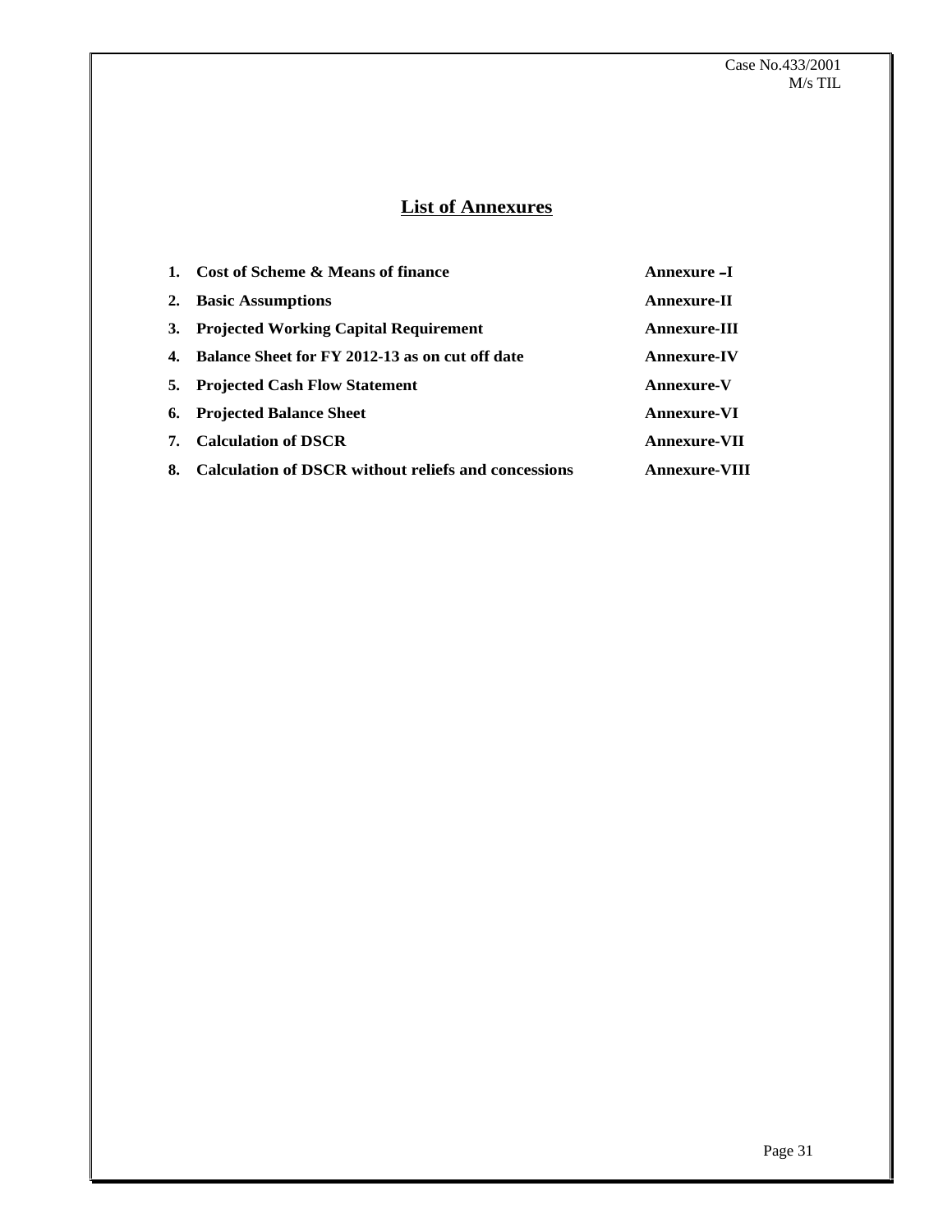## List of Annexures

| | | |
|---|---|---|
| **1.** | **Cost of Scheme & Means of finance** | **Annexure –I** |
| **2.** | **Basic Assumptions** | **Annexure-II** |
| **3.** | **Projected Working Capital Requirement** | **Annexure-III** |
| **4.** | **Balance Sheet for FY 2012-13 as on cut off date** | **Annexure-IV** |
| **5.** | **Projected Cash Flow Statement** | **Annexure-V** |
| **6.** | **Projected Balance Sheet** | **Annexure-VI** |
| **7.** | **Calculation of DSCR** | **Annexure-VII** |
| **8.** | **Calculation of DSCR without reliefs and concessions** | **Annexure-VIII** |